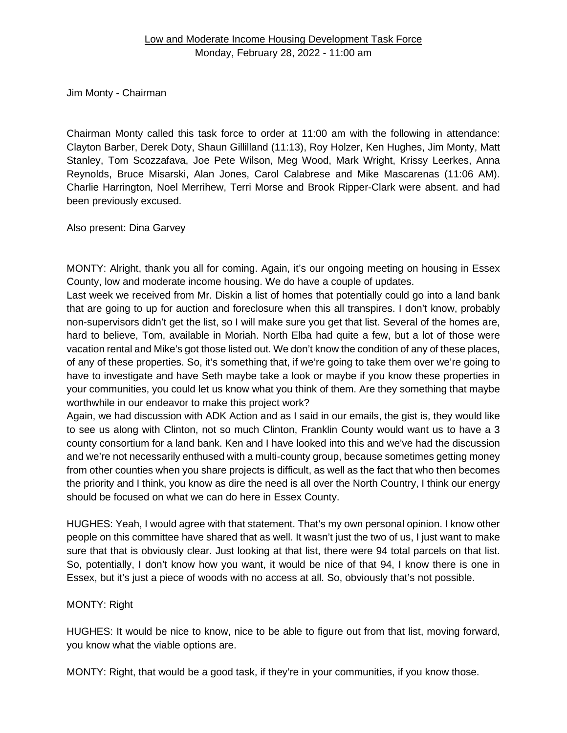Low and Moderate Income Housing Development Task Force
Monday, February 28, 2022 - 11:00 am

Jim Monty - Chairman

Chairman Monty called this task force to order at 11:00 am with the following in attendance: Clayton Barber, Derek Doty, Shaun Gillilland (11:13), Roy Holzer, Ken Hughes, Jim Monty, Matt Stanley, Tom Scozzafava, Joe Pete Wilson, Meg Wood, Mark Wright, Krissy Leerkes, Anna Reynolds, Bruce Misarski, Alan Jones, Carol Calabrese and Mike Mascarenas (11:06 AM). Charlie Harrington, Noel Merrihew, Terri Morse and Brook Ripper-Clark were absent. and had been previously excused.

Also present: Dina Garvey

MONTY: Alright, thank you all for coming. Again, it's our ongoing meeting on housing in Essex County, low and moderate income housing. We do have a couple of updates.
Last week we received from Mr. Diskin a list of homes that potentially could go into a land bank that are going to up for auction and foreclosure when this all transpires. I don't know, probably non-supervisors didn't get the list, so I will make sure you get that list. Several of the homes are, hard to believe, Tom, available in Moriah. North Elba had quite a few, but a lot of those were vacation rental and Mike's got those listed out. We don't know the condition of any of these places, of any of these properties. So, it's something that, if we're going to take them over we're going to have to investigate and have Seth maybe take a look or maybe if you know these properties in your communities, you could let us know what you think of them. Are they something that maybe worthwhile in our endeavor to make this project work?
Again, we had discussion with ADK Action and as I said in our emails, the gist is, they would like to see us along with Clinton, not so much Clinton, Franklin County would want us to have a 3 county consortium for a land bank. Ken and I have looked into this and we've had the discussion and we're not necessarily enthused with a multi-county group, because sometimes getting money from other counties when you share projects is difficult, as well as the fact that who then becomes the priority and I think, you know as dire the need is all over the North Country, I think our energy should be focused on what we can do here in Essex County.

HUGHES: Yeah, I would agree with that statement. That's my own personal opinion. I know other people on this committee have shared that as well. It wasn't just the two of us, I just want to make sure that that is obviously clear. Just looking at that list, there were 94 total parcels on that list. So, potentially, I don't know how you want, it would be nice of that 94, I know there is one in Essex, but it's just a piece of woods with no access at all. So, obviously that's not possible.

MONTY: Right

HUGHES: It would be nice to know, nice to be able to figure out from that list, moving forward, you know what the viable options are.

MONTY: Right, that would be a good task, if they're in your communities, if you know those.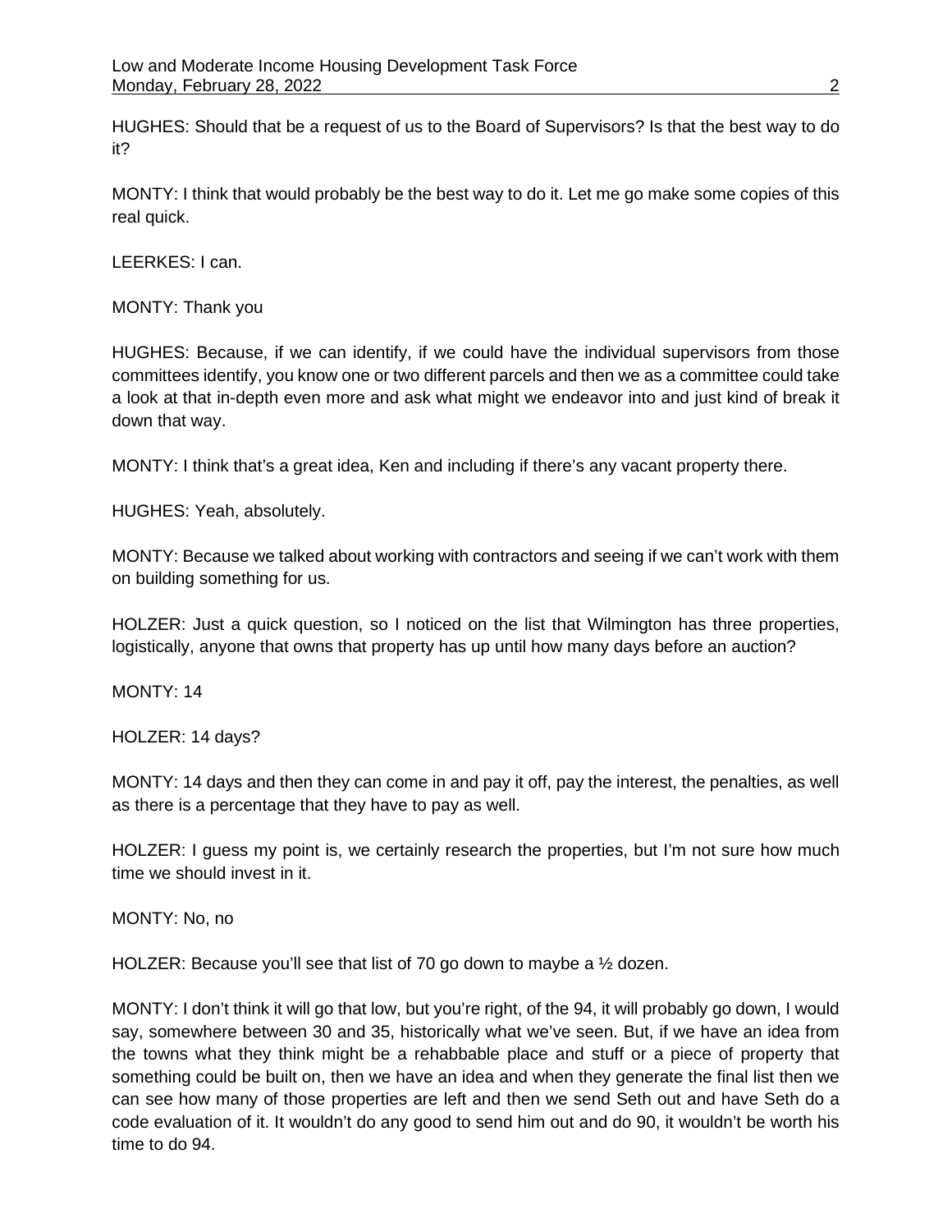HUGHES: Should that be a request of us to the Board of Supervisors? Is that the best way to do it?

MONTY: I think that would probably be the best way to do it. Let me go make some copies of this real quick.

LEERKES: I can.

MONTY: Thank you

HUGHES: Because, if we can identify, if we could have the individual supervisors from those committees identify, you know one or two different parcels and then we as a committee could take a look at that in-depth even more and ask what might we endeavor into and just kind of break it down that way.

MONTY: I think that's a great idea, Ken and including if there's any vacant property there.

HUGHES: Yeah, absolutely.

MONTY: Because we talked about working with contractors and seeing if we can't work with them on building something for us.

HOLZER: Just a quick question, so I noticed on the list that Wilmington has three properties, logistically, anyone that owns that property has up until how many days before an auction?

MONTY: 14

HOLZER: 14 days?

MONTY: 14 days and then they can come in and pay it off, pay the interest, the penalties, as well as there is a percentage that they have to pay as well.

HOLZER: I guess my point is, we certainly research the properties, but I'm not sure how much time we should invest in it.

MONTY: No, no

HOLZER: Because you'll see that list of 70 go down to maybe a ½ dozen.

MONTY: I don't think it will go that low, but you're right, of the 94, it will probably go down, I would say, somewhere between 30 and 35, historically what we've seen. But, if we have an idea from the towns what they think might be a rehabbable place and stuff or a piece of property that something could be built on, then we have an idea and when they generate the final list then we can see how many of those properties are left and then we send Seth out and have Seth do a code evaluation of it. It wouldn't do any good to send him out and do 90, it wouldn't be worth his time to do 94.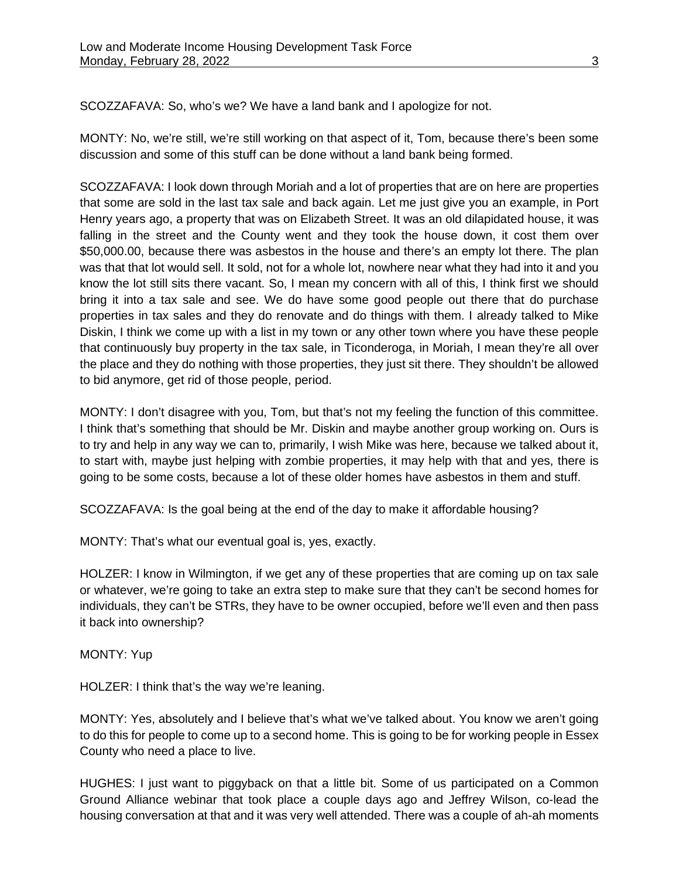SCOZZAFAVA: So, who's we? We have a land bank and I apologize for not.

MONTY: No, we're still, we're still working on that aspect of it, Tom, because there's been some discussion and some of this stuff can be done without a land bank being formed.

SCOZZAFAVA: I look down through Moriah and a lot of properties that are on here are properties that some are sold in the last tax sale and back again. Let me just give you an example, in Port Henry years ago, a property that was on Elizabeth Street. It was an old dilapidated house, it was falling in the street and the County went and they took the house down, it cost them over $50,000.00, because there was asbestos in the house and there's an empty lot there. The plan was that that lot would sell. It sold, not for a whole lot, nowhere near what they had into it and you know the lot still sits there vacant. So, I mean my concern with all of this, I think first we should bring it into a tax sale and see. We do have some good people out there that do purchase properties in tax sales and they do renovate and do things with them. I already talked to Mike Diskin, I think we come up with a list in my town or any other town where you have these people that continuously buy property in the tax sale, in Ticonderoga, in Moriah, I mean they're all over the place and they do nothing with those properties, they just sit there. They shouldn't be allowed to bid anymore, get rid of those people, period.

MONTY: I don't disagree with you, Tom, but that's not my feeling the function of this committee. I think that's something that should be Mr. Diskin and maybe another group working on. Ours is to try and help in any way we can to, primarily, I wish Mike was here, because we talked about it, to start with, maybe just helping with zombie properties, it may help with that and yes, there is going to be some costs, because a lot of these older homes have asbestos in them and stuff.

SCOZZAFAVA: Is the goal being at the end of the day to make it affordable housing?

MONTY: That's what our eventual goal is, yes, exactly.

HOLZER: I know in Wilmington, if we get any of these properties that are coming up on tax sale or whatever, we're going to take an extra step to make sure that they can't be second homes for individuals, they can't be STRs, they have to be owner occupied, before we'll even and then pass it back into ownership?

MONTY: Yup

HOLZER: I think that's the way we're leaning.

MONTY: Yes, absolutely and I believe that's what we've talked about. You know we aren't going to do this for people to come up to a second home. This is going to be for working people in Essex County who need a place to live.

HUGHES: I just want to piggyback on that a little bit. Some of us participated on a Common Ground Alliance webinar that took place a couple days ago and Jeffrey Wilson, co-lead the housing conversation at that and it was very well attended. There was a couple of ah-ah moments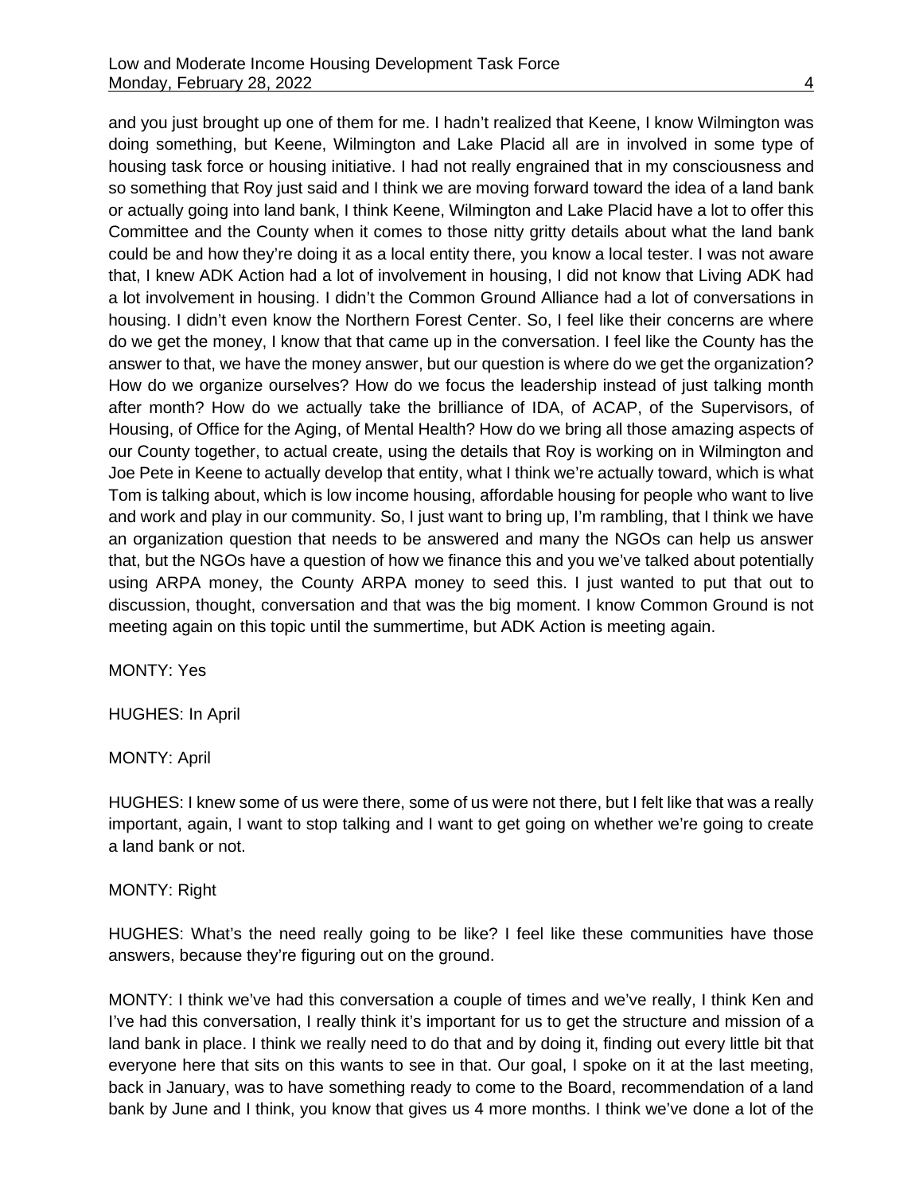and you just brought up one of them for me. I hadn't realized that Keene, I know Wilmington was doing something, but Keene, Wilmington and Lake Placid all are in involved in some type of housing task force or housing initiative. I had not really engrained that in my consciousness and so something that Roy just said and I think we are moving forward toward the idea of a land bank or actually going into land bank, I think Keene, Wilmington and Lake Placid have a lot to offer this Committee and the County when it comes to those nitty gritty details about what the land bank could be and how they're doing it as a local entity there, you know a local tester. I was not aware that, I knew ADK Action had a lot of involvement in housing, I did not know that Living ADK had a lot involvement in housing. I didn't the Common Ground Alliance had a lot of conversations in housing. I didn't even know the Northern Forest Center. So, I feel like their concerns are where do we get the money, I know that that came up in the conversation. I feel like the County has the answer to that, we have the money answer, but our question is where do we get the organization? How do we organize ourselves? How do we focus the leadership instead of just talking month after month? How do we actually take the brilliance of IDA, of ACAP, of the Supervisors, of Housing, of Office for the Aging, of Mental Health? How do we bring all those amazing aspects of our County together, to actual create, using the details that Roy is working on in Wilmington and Joe Pete in Keene to actually develop that entity, what I think we're actually toward, which is what Tom is talking about, which is low income housing, affordable housing for people who want to live and work and play in our community. So, I just want to bring up, I'm rambling, that I think we have an organization question that needs to be answered and many the NGOs can help us answer that, but the NGOs have a question of how we finance this and you we've talked about potentially using ARPA money, the County ARPA money to seed this. I just wanted to put that out to discussion, thought, conversation and that was the big moment. I know Common Ground is not meeting again on this topic until the summertime, but ADK Action is meeting again.

MONTY: Yes

HUGHES: In April

MONTY: April

HUGHES: I knew some of us were there, some of us were not there, but I felt like that was a really important, again, I want to stop talking and I want to get going on whether we're going to create a land bank or not.

MONTY: Right

HUGHES: What's the need really going to be like? I feel like these communities have those answers, because they're figuring out on the ground.

MONTY: I think we've had this conversation a couple of times and we've really, I think Ken and I've had this conversation, I really think it's important for us to get the structure and mission of a land bank in place. I think we really need to do that and by doing it, finding out every little bit that everyone here that sits on this wants to see in that. Our goal, I spoke on it at the last meeting, back in January, was to have something ready to come to the Board, recommendation of a land bank by June and I think, you know that gives us 4 more months. I think we've done a lot of the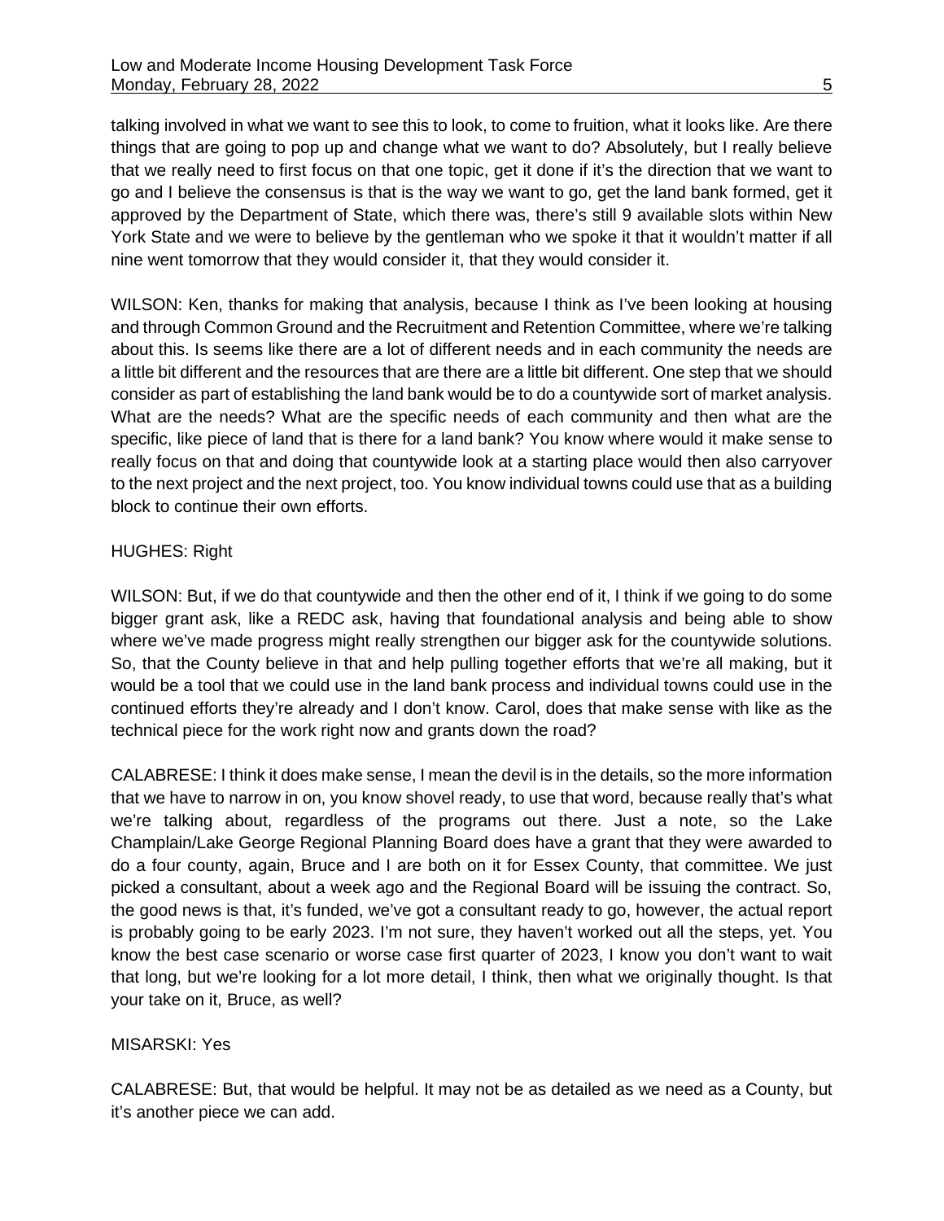talking involved in what we want to see this to look, to come to fruition, what it looks like. Are there things that are going to pop up and change what we want to do? Absolutely, but I really believe that we really need to first focus on that one topic, get it done if it's the direction that we want to go and I believe the consensus is that is the way we want to go, get the land bank formed, get it approved by the Department of State, which there was, there's still 9 available slots within New York State and we were to believe by the gentleman who we spoke it that it wouldn't matter if all nine went tomorrow that they would consider it, that they would consider it.

WILSON: Ken, thanks for making that analysis, because I think as I've been looking at housing and through Common Ground and the Recruitment and Retention Committee, where we're talking about this. Is seems like there are a lot of different needs and in each community the needs are a little bit different and the resources that are there are a little bit different. One step that we should consider as part of establishing the land bank would be to do a countywide sort of market analysis. What are the needs? What are the specific needs of each community and then what are the specific, like piece of land that is there for a land bank? You know where would it make sense to really focus on that and doing that countywide look at a starting place would then also carryover to the next project and the next project, too. You know individual towns could use that as a building block to continue their own efforts.

HUGHES: Right

WILSON: But, if we do that countywide and then the other end of it, I think if we going to do some bigger grant ask, like a REDC ask, having that foundational analysis and being able to show where we've made progress might really strengthen our bigger ask for the countywide solutions. So, that the County believe in that and help pulling together efforts that we're all making, but it would be a tool that we could use in the land bank process and individual towns could use in the continued efforts they're already and I don't know. Carol, does that make sense with like as the technical piece for the work right now and grants down the road?

CALABRESE: I think it does make sense, I mean the devil is in the details, so the more information that we have to narrow in on, you know shovel ready, to use that word, because really that's what we're talking about, regardless of the programs out there. Just a note, so the Lake Champlain/Lake George Regional Planning Board does have a grant that they were awarded to do a four county, again, Bruce and I are both on it for Essex County, that committee. We just picked a consultant, about a week ago and the Regional Board will be issuing the contract. So, the good news is that, it's funded, we've got a consultant ready to go, however, the actual report is probably going to be early 2023. I'm not sure, they haven't worked out all the steps, yet. You know the best case scenario or worse case first quarter of 2023, I know you don't want to wait that long, but we're looking for a lot more detail, I think, then what we originally thought. Is that your take on it, Bruce, as well?

MISARSKI: Yes

CALABRESE: But, that would be helpful. It may not be as detailed as we need as a County, but it's another piece we can add.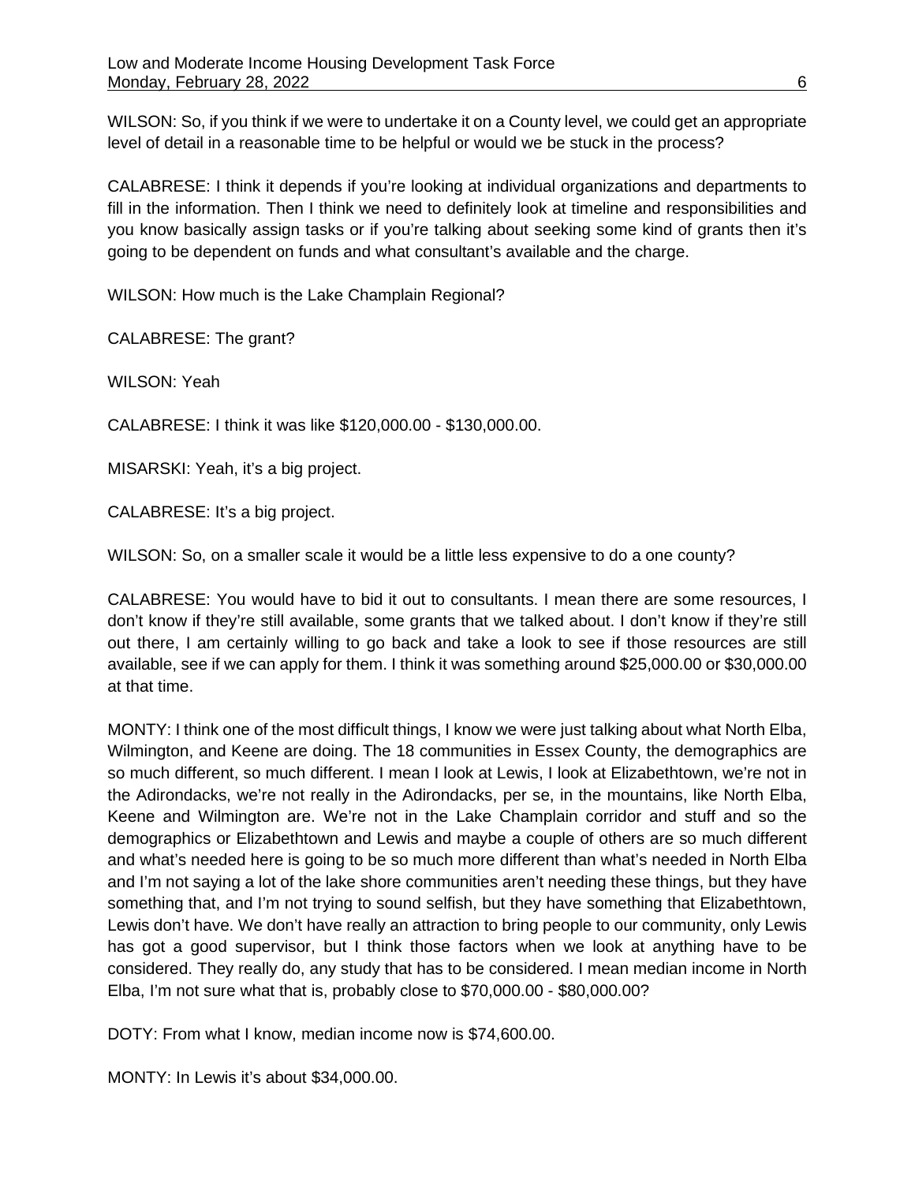WILSON: So, if you think if we were to undertake it on a County level, we could get an appropriate level of detail in a reasonable time to be helpful or would we be stuck in the process?

CALABRESE: I think it depends if you're looking at individual organizations and departments to fill in the information. Then I think we need to definitely look at timeline and responsibilities and you know basically assign tasks or if you're talking about seeking some kind of grants then it's going to be dependent on funds and what consultant's available and the charge.

WILSON: How much is the Lake Champlain Regional?

CALABRESE: The grant?

WILSON: Yeah

CALABRESE: I think it was like $120,000.00 - $130,000.00.

MISARSKI: Yeah, it's a big project.

CALABRESE: It's a big project.

WILSON: So, on a smaller scale it would be a little less expensive to do a one county?

CALABRESE: You would have to bid it out to consultants. I mean there are some resources, I don't know if they're still available, some grants that we talked about. I don't know if they're still out there, I am certainly willing to go back and take a look to see if those resources are still available, see if we can apply for them. I think it was something around $25,000.00 or $30,000.00 at that time.

MONTY: I think one of the most difficult things, I know we were just talking about what North Elba, Wilmington, and Keene are doing. The 18 communities in Essex County, the demographics are so much different, so much different. I mean I look at Lewis, I look at Elizabethtown, we're not in the Adirondacks, we're not really in the Adirondacks, per se, in the mountains, like North Elba, Keene and Wilmington are. We're not in the Lake Champlain corridor and stuff and so the demographics or Elizabethtown and Lewis and maybe a couple of others are so much different and what's needed here is going to be so much more different than what's needed in North Elba and I'm not saying a lot of the lake shore communities aren't needing these things, but they have something that, and I'm not trying to sound selfish, but they have something that Elizabethtown, Lewis don't have. We don't have really an attraction to bring people to our community, only Lewis has got a good supervisor, but I think those factors when we look at anything have to be considered. They really do, any study that has to be considered. I mean median income in North Elba, I'm not sure what that is, probably close to $70,000.00 - $80,000.00?

DOTY: From what I know, median income now is $74,600.00.

MONTY: In Lewis it's about $34,000.00.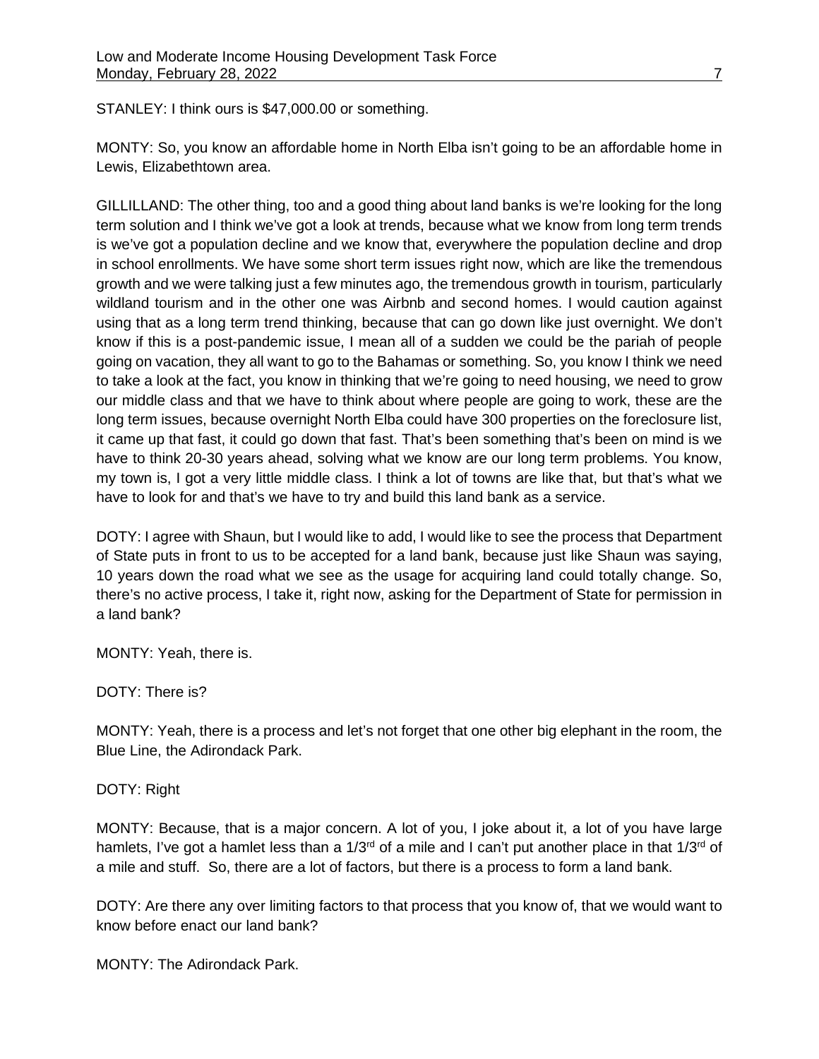STANLEY: I think ours is $47,000.00 or something.

MONTY: So, you know an affordable home in North Elba isn't going to be an affordable home in Lewis, Elizabethtown area.

GILLILLAND: The other thing, too and a good thing about land banks is we're looking for the long term solution and I think we've got a look at trends, because what we know from long term trends is we've got a population decline and we know that, everywhere the population decline and drop in school enrollments. We have some short term issues right now, which are like the tremendous growth and we were talking just a few minutes ago, the tremendous growth in tourism, particularly wildland tourism and in the other one was Airbnb and second homes. I would caution against using that as a long term trend thinking, because that can go down like just overnight. We don't know if this is a post-pandemic issue, I mean all of a sudden we could be the pariah of people going on vacation, they all want to go to the Bahamas or something. So, you know I think we need to take a look at the fact, you know in thinking that we're going to need housing, we need to grow our middle class and that we have to think about where people are going to work, these are the long term issues, because overnight North Elba could have 300 properties on the foreclosure list, it came up that fast, it could go down that fast. That's been something that's been on mind is we have to think 20-30 years ahead, solving what we know are our long term problems. You know, my town is, I got a very little middle class. I think a lot of towns are like that, but that's what we have to look for and that's we have to try and build this land bank as a service.

DOTY: I agree with Shaun, but I would like to add, I would like to see the process that Department of State puts in front to us to be accepted for a land bank, because just like Shaun was saying, 10 years down the road what we see as the usage for acquiring land could totally change. So, there's no active process, I take it, right now, asking for the Department of State for permission in a land bank?

MONTY: Yeah, there is.

DOTY: There is?

MONTY: Yeah, there is a process and let's not forget that one other big elephant in the room, the Blue Line, the Adirondack Park.

DOTY: Right

MONTY: Because, that is a major concern. A lot of you, I joke about it, a lot of you have large hamlets, I've got a hamlet less than a 1/3rd of a mile and I can't put another place in that 1/3rd of a mile and stuff. So, there are a lot of factors, but there is a process to form a land bank.

DOTY: Are there any over limiting factors to that process that you know of, that we would want to know before enact our land bank?

MONTY: The Adirondack Park.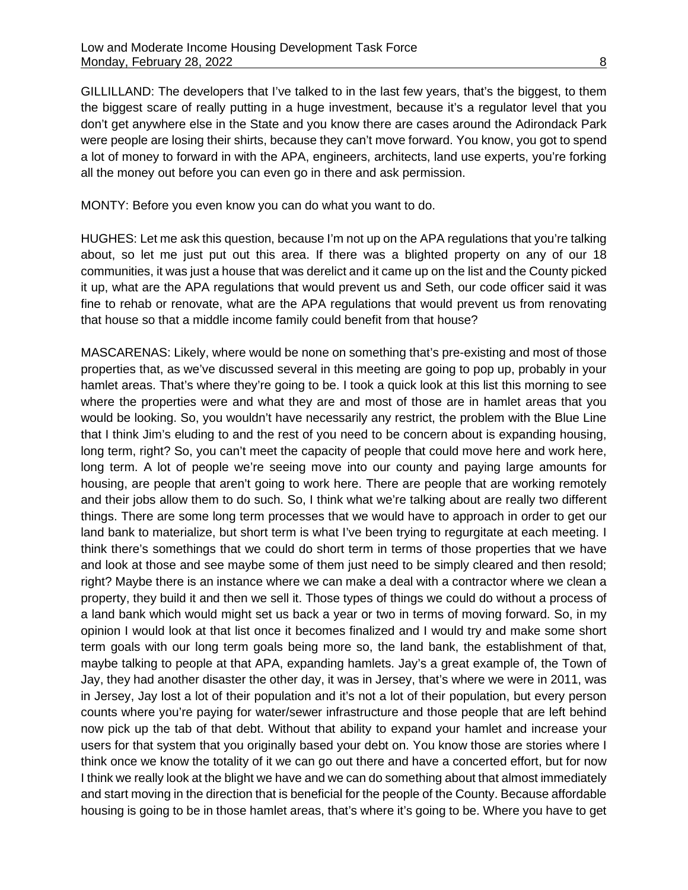GILLILLAND: The developers that I've talked to in the last few years, that's the biggest, to them the biggest scare of really putting in a huge investment, because it's a regulator level that you don't get anywhere else in the State and you know there are cases around the Adirondack Park were people are losing their shirts, because they can't move forward. You know, you got to spend a lot of money to forward in with the APA, engineers, architects, land use experts, you're forking all the money out before you can even go in there and ask permission.

MONTY: Before you even know you can do what you want to do.

HUGHES: Let me ask this question, because I'm not up on the APA regulations that you're talking about, so let me just put out this area. If there was a blighted property on any of our 18 communities, it was just a house that was derelict and it came up on the list and the County picked it up, what are the APA regulations that would prevent us and Seth, our code officer said it was fine to rehab or renovate, what are the APA regulations that would prevent us from renovating that house so that a middle income family could benefit from that house?

MASCARENAS: Likely, where would be none on something that's pre-existing and most of those properties that, as we've discussed several in this meeting are going to pop up, probably in your hamlet areas. That's where they're going to be. I took a quick look at this list this morning to see where the properties were and what they are and most of those are in hamlet areas that you would be looking. So, you wouldn't have necessarily any restrict, the problem with the Blue Line that I think Jim's eluding to and the rest of you need to be concern about is expanding housing, long term, right? So, you can't meet the capacity of people that could move here and work here, long term. A lot of people we're seeing move into our county and paying large amounts for housing, are people that aren't going to work here. There are people that are working remotely and their jobs allow them to do such. So, I think what we're talking about are really two different things. There are some long term processes that we would have to approach in order to get our land bank to materialize, but short term is what I've been trying to regurgitate at each meeting. I think there's somethings that we could do short term in terms of those properties that we have and look at those and see maybe some of them just need to be simply cleared and then resold; right? Maybe there is an instance where we can make a deal with a contractor where we clean a property, they build it and then we sell it. Those types of things we could do without a process of a land bank which would might set us back a year or two in terms of moving forward. So, in my opinion I would look at that list once it becomes finalized and I would try and make some short term goals with our long term goals being more so, the land bank, the establishment of that, maybe talking to people at that APA, expanding hamlets. Jay's a great example of, the Town of Jay, they had another disaster the other day, it was in Jersey, that's where we were in 2011, was in Jersey, Jay lost a lot of their population and it's not a lot of their population, but every person counts where you're paying for water/sewer infrastructure and those people that are left behind now pick up the tab of that debt. Without that ability to expand your hamlet and increase your users for that system that you originally based your debt on. You know those are stories where I think once we know the totality of it we can go out there and have a concerted effort, but for now I think we really look at the blight we have and we can do something about that almost immediately and start moving in the direction that is beneficial for the people of the County. Because affordable housing is going to be in those hamlet areas, that's where it's going to be. Where you have to get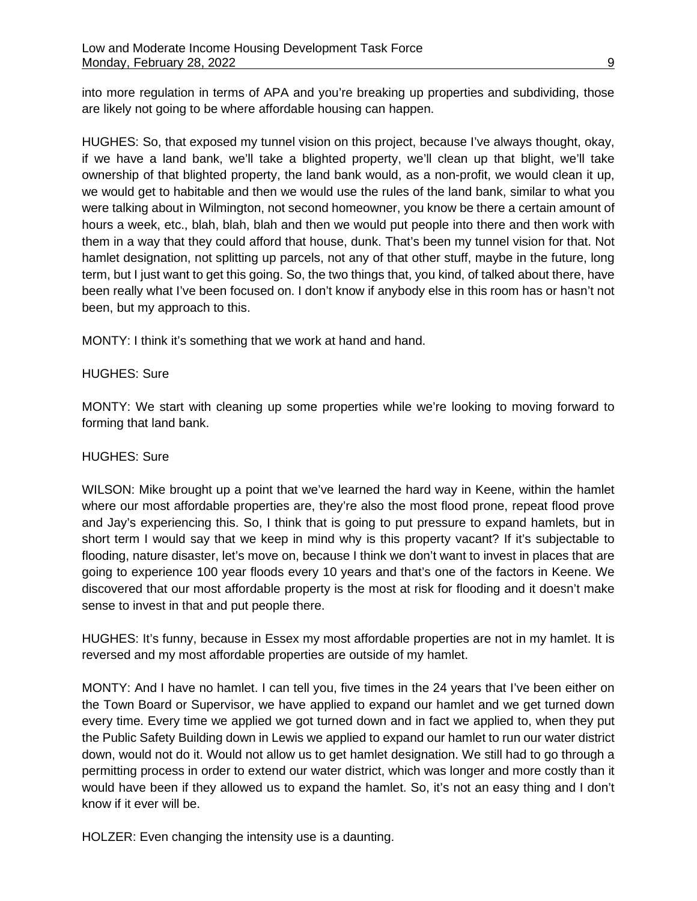into more regulation in terms of APA and you're breaking up properties and subdividing, those are likely not going to be where affordable housing can happen.

HUGHES: So, that exposed my tunnel vision on this project, because I've always thought, okay, if we have a land bank, we'll take a blighted property, we'll clean up that blight, we'll take ownership of that blighted property, the land bank would, as a non-profit, we would clean it up, we would get to habitable and then we would use the rules of the land bank, similar to what you were talking about in Wilmington, not second homeowner, you know be there a certain amount of hours a week, etc., blah, blah, blah and then we would put people into there and then work with them in a way that they could afford that house, dunk. That's been my tunnel vision for that. Not hamlet designation, not splitting up parcels, not any of that other stuff, maybe in the future, long term, but I just want to get this going. So, the two things that, you kind, of talked about there, have been really what I've been focused on. I don't know if anybody else in this room has or hasn't not been, but my approach to this.

MONTY: I think it's something that we work at hand and hand.

HUGHES: Sure

MONTY: We start with cleaning up some properties while we're looking to moving forward to forming that land bank.

HUGHES: Sure

WILSON: Mike brought up a point that we've learned the hard way in Keene, within the hamlet where our most affordable properties are, they're also the most flood prone, repeat flood prove and Jay's experiencing this. So, I think that is going to put pressure to expand hamlets, but in short term I would say that we keep in mind why is this property vacant? If it's subjectable to flooding, nature disaster, let's move on, because I think we don't want to invest in places that are going to experience 100 year floods every 10 years and that's one of the factors in Keene. We discovered that our most affordable property is the most at risk for flooding and it doesn't make sense to invest in that and put people there.

HUGHES: It's funny, because in Essex my most affordable properties are not in my hamlet. It is reversed and my most affordable properties are outside of my hamlet.

MONTY: And I have no hamlet. I can tell you, five times in the 24 years that I've been either on the Town Board or Supervisor, we have applied to expand our hamlet and we get turned down every time. Every time we applied we got turned down and in fact we applied to, when they put the Public Safety Building down in Lewis we applied to expand our hamlet to run our water district down, would not do it. Would not allow us to get hamlet designation. We still had to go through a permitting process in order to extend our water district, which was longer and more costly than it would have been if they allowed us to expand the hamlet. So, it's not an easy thing and I don't know if it ever will be.

HOLZER: Even changing the intensity use is a daunting.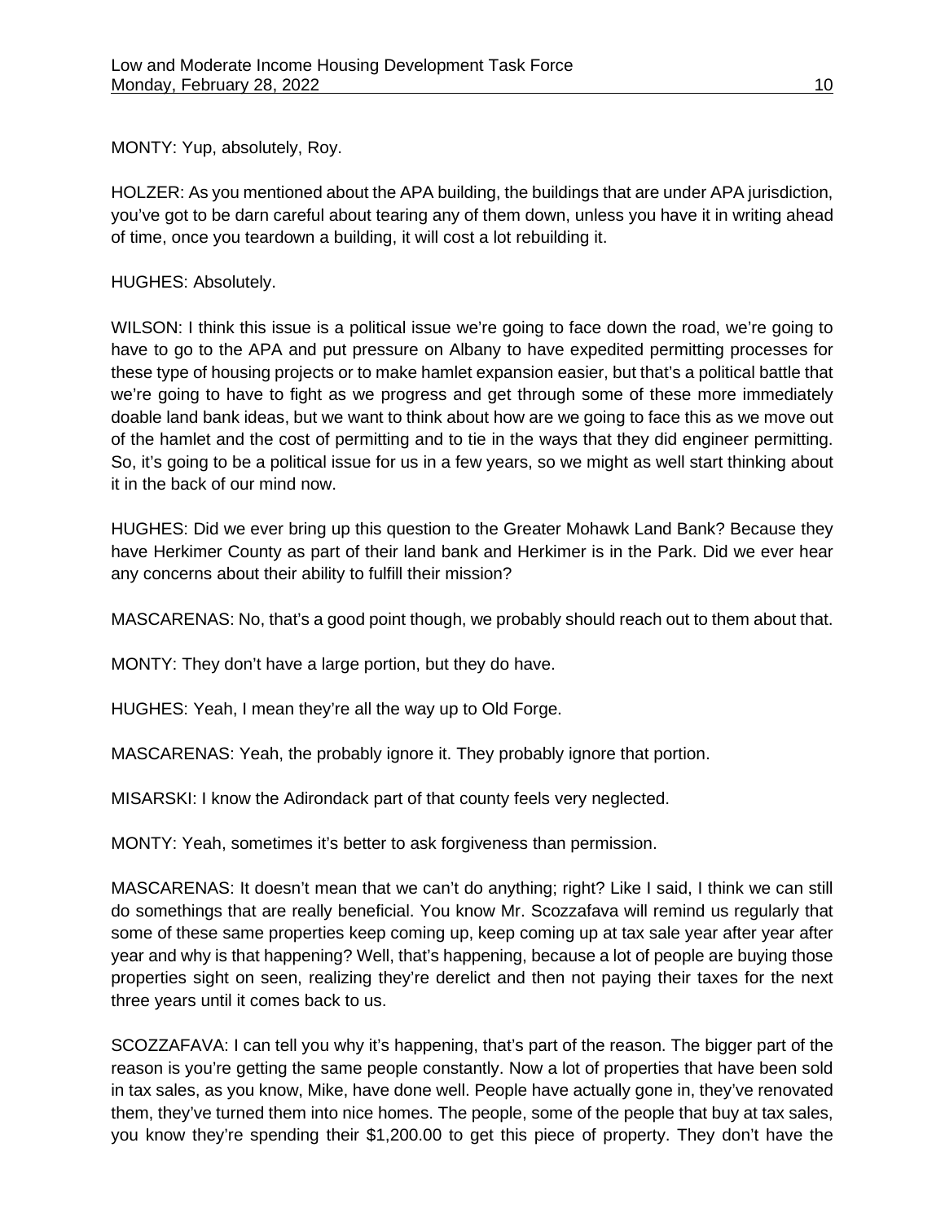MONTY: Yup, absolutely, Roy.

HOLZER: As you mentioned about the APA building, the buildings that are under APA jurisdiction, you've got to be darn careful about tearing any of them down, unless you have it in writing ahead of time, once you teardown a building, it will cost a lot rebuilding it.

HUGHES: Absolutely.

WILSON: I think this issue is a political issue we're going to face down the road, we're going to have to go to the APA and put pressure on Albany to have expedited permitting processes for these type of housing projects or to make hamlet expansion easier, but that's a political battle that we're going to have to fight as we progress and get through some of these more immediately doable land bank ideas, but we want to think about how are we going to face this as we move out of the hamlet and the cost of permitting and to tie in the ways that they did engineer permitting. So, it's going to be a political issue for us in a few years, so we might as well start thinking about it in the back of our mind now.

HUGHES: Did we ever bring up this question to the Greater Mohawk Land Bank? Because they have Herkimer County as part of their land bank and Herkimer is in the Park. Did we ever hear any concerns about their ability to fulfill their mission?

MASCARENAS: No, that's a good point though, we probably should reach out to them about that.

MONTY: They don't have a large portion, but they do have.

HUGHES: Yeah, I mean they're all the way up to Old Forge.

MASCARENAS: Yeah, the probably ignore it. They probably ignore that portion.

MISARSKI: I know the Adirondack part of that county feels very neglected.

MONTY: Yeah, sometimes it's better to ask forgiveness than permission.

MASCARENAS: It doesn't mean that we can't do anything; right? Like I said, I think we can still do somethings that are really beneficial. You know Mr. Scozzafava will remind us regularly that some of these same properties keep coming up, keep coming up at tax sale year after year after year and why is that happening? Well, that's happening, because a lot of people are buying those properties sight on seen, realizing they're derelict and then not paying their taxes for the next three years until it comes back to us.

SCOZZAFAVA: I can tell you why it's happening, that's part of the reason. The bigger part of the reason is you're getting the same people constantly. Now a lot of properties that have been sold in tax sales, as you know, Mike, have done well. People have actually gone in, they've renovated them, they've turned them into nice homes. The people, some of the people that buy at tax sales, you know they're spending their $1,200.00 to get this piece of property. They don't have the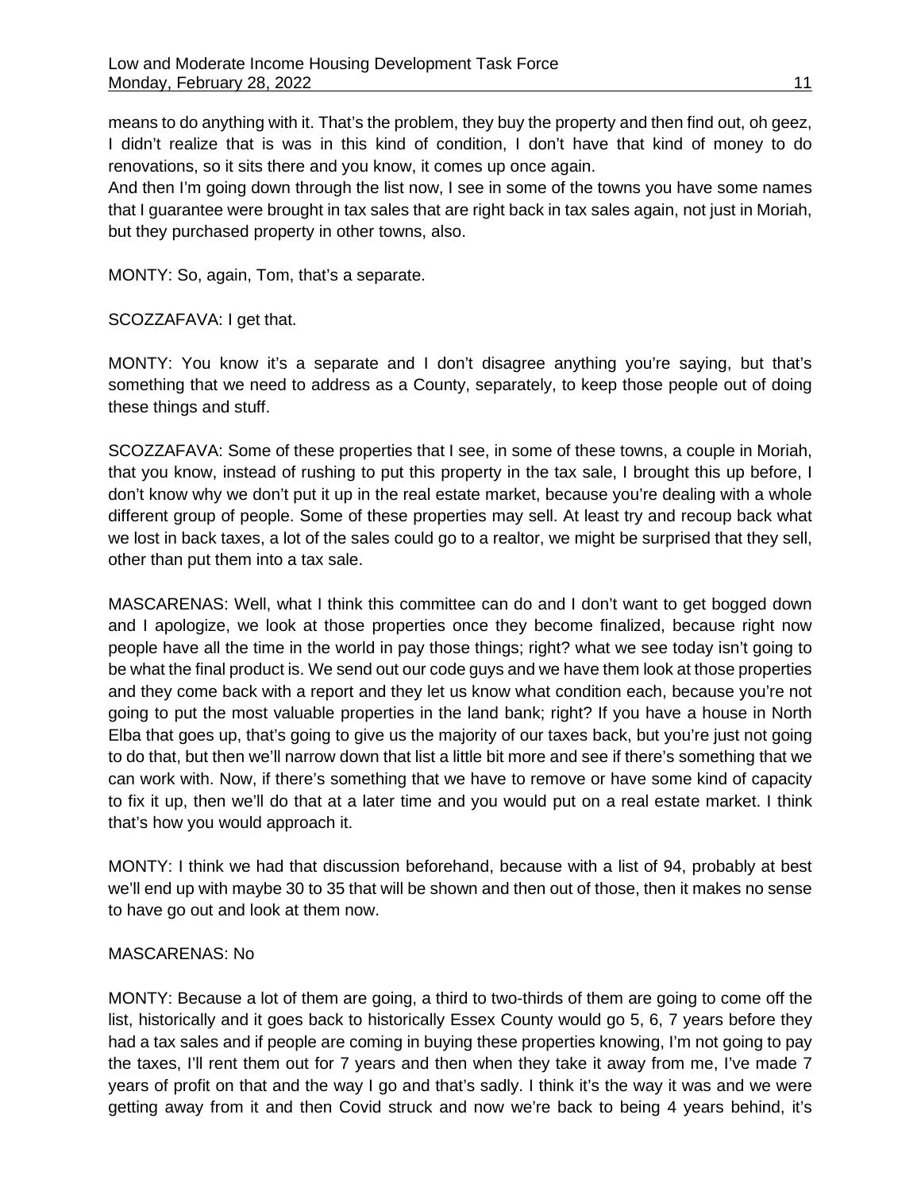means to do anything with it. That's the problem, they buy the property and then find out, oh geez, I didn't realize that is was in this kind of condition, I don't have that kind of money to do renovations, so it sits there and you know, it comes up once again.
And then I'm going down through the list now, I see in some of the towns you have some names that I guarantee were brought in tax sales that are right back in tax sales again, not just in Moriah, but they purchased property in other towns, also.

MONTY: So, again, Tom, that's a separate.

SCOZZAFAVA: I get that.

MONTY: You know it's a separate and I don't disagree anything you're saying, but that's something that we need to address as a County, separately, to keep those people out of doing these things and stuff.

SCOZZAFAVA: Some of these properties that I see, in some of these towns, a couple in Moriah, that you know, instead of rushing to put this property in the tax sale, I brought this up before, I don't know why we don't put it up in the real estate market, because you're dealing with a whole different group of people. Some of these properties may sell. At least try and recoup back what we lost in back taxes, a lot of the sales could go to a realtor, we might be surprised that they sell, other than put them into a tax sale.

MASCARENAS: Well, what I think this committee can do and I don't want to get bogged down and I apologize, we look at those properties once they become finalized, because right now people have all the time in the world in pay those things; right? what we see today isn't going to be what the final product is. We send out our code guys and we have them look at those properties and they come back with a report and they let us know what condition each, because you're not going to put the most valuable properties in the land bank; right? If you have a house in North Elba that goes up, that's going to give us the majority of our taxes back, but you're just not going to do that, but then we'll narrow down that list a little bit more and see if there's something that we can work with. Now, if there's something that we have to remove or have some kind of capacity to fix it up, then we'll do that at a later time and you would put on a real estate market. I think that's how you would approach it.

MONTY: I think we had that discussion beforehand, because with a list of 94, probably at best we'll end up with maybe 30 to 35 that will be shown and then out of those, then it makes no sense to have go out and look at them now.

MASCARENAS: No

MONTY: Because a lot of them are going, a third to two-thirds of them are going to come off the list, historically and it goes back to historically Essex County would go 5, 6, 7 years before they had a tax sales and if people are coming in buying these properties knowing, I'm not going to pay the taxes, I'll rent them out for 7 years and then when they take it away from me, I've made 7 years of profit on that and the way I go and that's sadly. I think it's the way it was and we were getting away from it and then Covid struck and now we're back to being 4 years behind, it's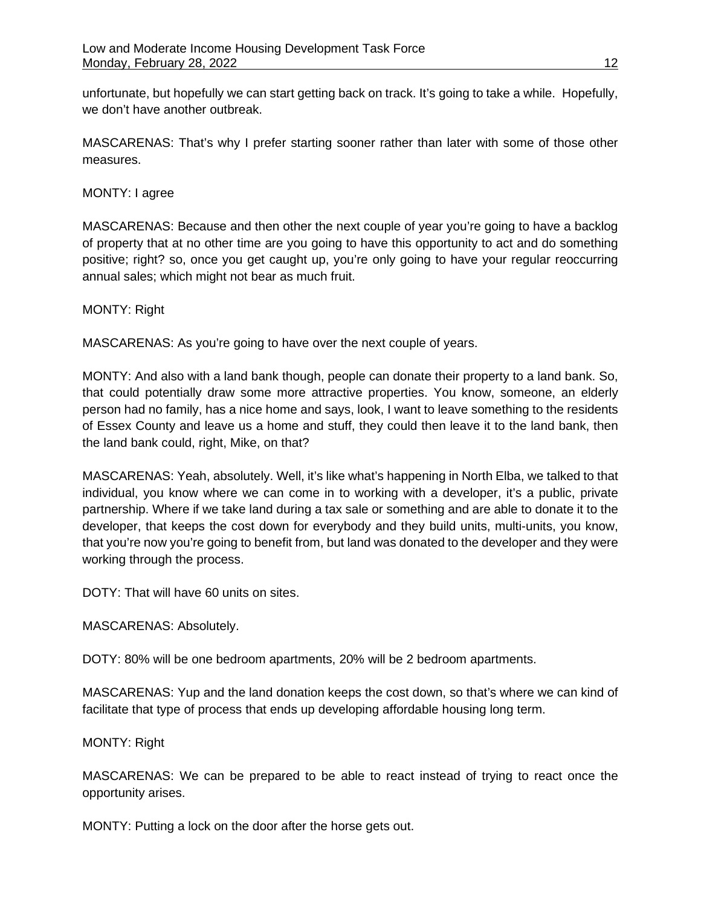unfortunate, but hopefully we can start getting back on track. It's going to take a while. Hopefully, we don't have another outbreak.

MASCARENAS: That's why I prefer starting sooner rather than later with some of those other measures.

MONTY: I agree

MASCARENAS: Because and then other the next couple of year you're going to have a backlog of property that at no other time are you going to have this opportunity to act and do something positive; right? so, once you get caught up, you're only going to have your regular reoccurring annual sales; which might not bear as much fruit.

MONTY: Right

MASCARENAS: As you're going to have over the next couple of years.

MONTY: And also with a land bank though, people can donate their property to a land bank. So, that could potentially draw some more attractive properties. You know, someone, an elderly person had no family, has a nice home and says, look, I want to leave something to the residents of Essex County and leave us a home and stuff, they could then leave it to the land bank, then the land bank could, right, Mike, on that?

MASCARENAS: Yeah, absolutely. Well, it's like what's happening in North Elba, we talked to that individual, you know where we can come in to working with a developer, it's a public, private partnership. Where if we take land during a tax sale or something and are able to donate it to the developer, that keeps the cost down for everybody and they build units, multi-units, you know, that you're now you're going to benefit from, but land was donated to the developer and they were working through the process.

DOTY: That will have 60 units on sites.

MASCARENAS: Absolutely.

DOTY: 80% will be one bedroom apartments, 20% will be 2 bedroom apartments.

MASCARENAS: Yup and the land donation keeps the cost down, so that's where we can kind of facilitate that type of process that ends up developing affordable housing long term.

MONTY: Right

MASCARENAS: We can be prepared to be able to react instead of trying to react once the opportunity arises.

MONTY: Putting a lock on the door after the horse gets out.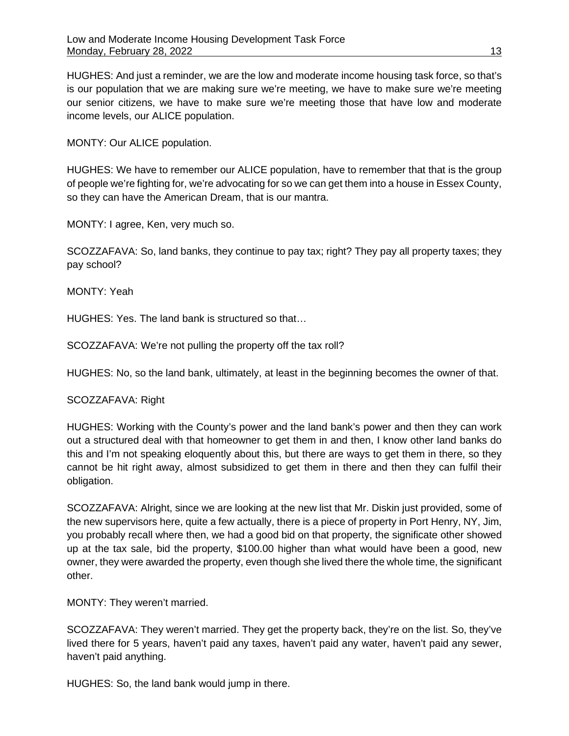HUGHES: And just a reminder, we are the low and moderate income housing task force, so that's is our population that we are making sure we're meeting, we have to make sure we're meeting our senior citizens, we have to make sure we're meeting those that have low and moderate income levels, our ALICE population.

MONTY: Our ALICE population.

HUGHES: We have to remember our ALICE population, have to remember that that is the group of people we're fighting for, we're advocating for so we can get them into a house in Essex County, so they can have the American Dream, that is our mantra.

MONTY: I agree, Ken, very much so.

SCOZZAFAVA: So, land banks, they continue to pay tax; right? They pay all property taxes; they pay school?

MONTY: Yeah

HUGHES: Yes. The land bank is structured so that…

SCOZZAFAVA: We're not pulling the property off the tax roll?

HUGHES: No, so the land bank, ultimately, at least in the beginning becomes the owner of that.

SCOZZAFAVA: Right

HUGHES: Working with the County's power and the land bank's power and then they can work out a structured deal with that homeowner to get them in and then, I know other land banks do this and I'm not speaking eloquently about this, but there are ways to get them in there, so they cannot be hit right away, almost subsidized to get them in there and then they can fulfil their obligation.

SCOZZAFAVA: Alright, since we are looking at the new list that Mr. Diskin just provided, some of the new supervisors here, quite a few actually, there is a piece of property in Port Henry, NY, Jim, you probably recall where then, we had a good bid on that property, the significate other showed up at the tax sale, bid the property, $100.00 higher than what would have been a good, new owner, they were awarded the property, even though she lived there the whole time, the significant other.

MONTY: They weren't married.

SCOZZAFAVA: They weren't married. They get the property back, they're on the list. So, they've lived there for 5 years, haven't paid any taxes, haven't paid any water, haven't paid any sewer, haven't paid anything.

HUGHES: So, the land bank would jump in there.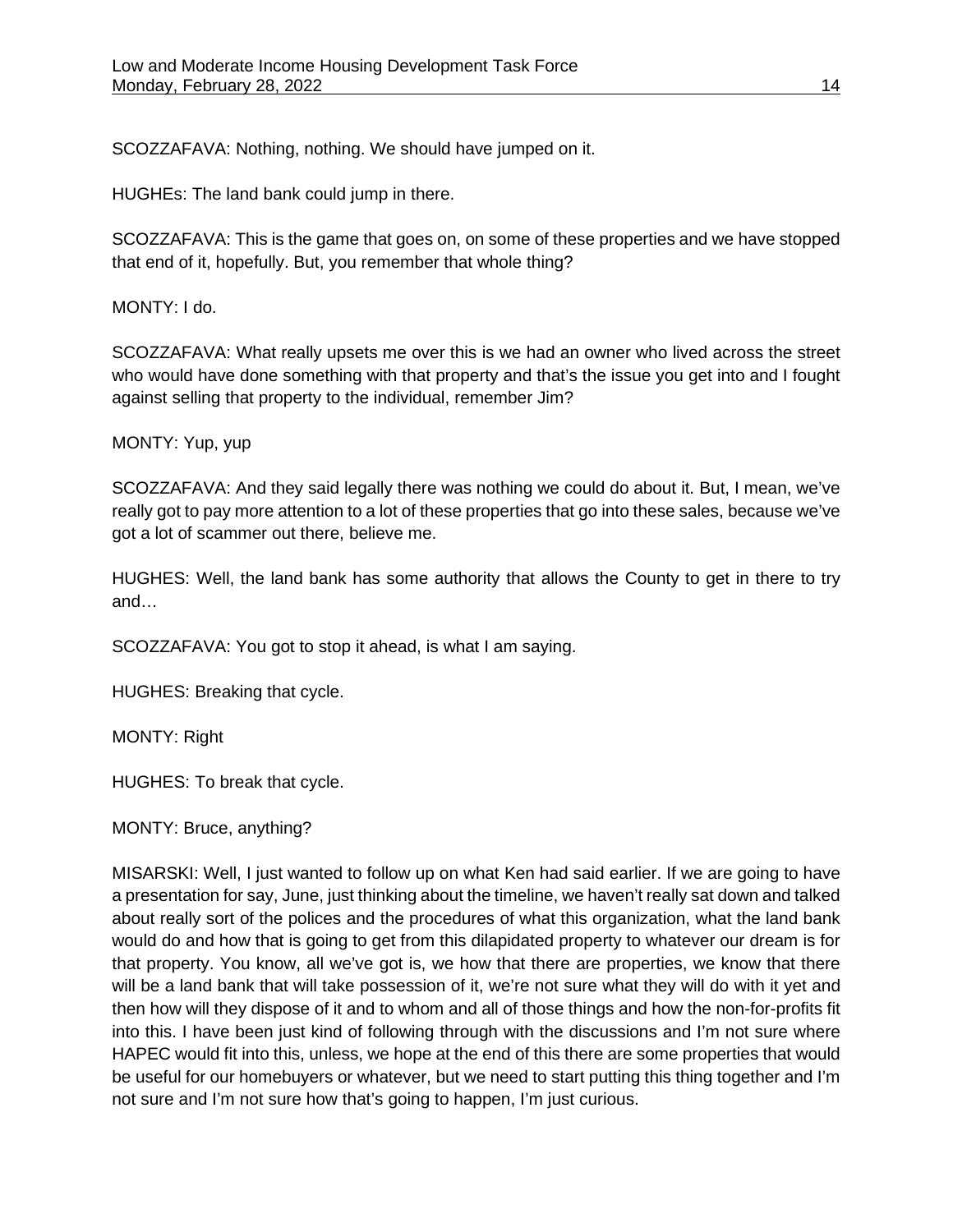SCOZZAFAVA: Nothing, nothing. We should have jumped on it.

HUGHEs: The land bank could jump in there.

SCOZZAFAVA: This is the game that goes on, on some of these properties and we have stopped that end of it, hopefully. But, you remember that whole thing?

MONTY: I do.

SCOZZAFAVA: What really upsets me over this is we had an owner who lived across the street who would have done something with that property and that's the issue you get into and I fought against selling that property to the individual, remember Jim?

MONTY: Yup, yup

SCOZZAFAVA: And they said legally there was nothing we could do about it. But, I mean, we've really got to pay more attention to a lot of these properties that go into these sales, because we've got a lot of scammer out there, believe me.

HUGHES: Well, the land bank has some authority that allows the County to get in there to try and…

SCOZZAFAVA: You got to stop it ahead, is what I am saying.

HUGHES: Breaking that cycle.

MONTY: Right

HUGHES: To break that cycle.

MONTY: Bruce, anything?

MISARSKI: Well, I just wanted to follow up on what Ken had said earlier. If we are going to have a presentation for say, June, just thinking about the timeline, we haven't really sat down and talked about really sort of the polices and the procedures of what this organization, what the land bank would do and how that is going to get from this dilapidated property to whatever our dream is for that property. You know, all we've got is, we how that there are properties, we know that there will be a land bank that will take possession of it, we're not sure what they will do with it yet and then how will they dispose of it and to whom and all of those things and how the non-for-profits fit into this. I have been just kind of following through with the discussions and I'm not sure where HAPEC would fit into this, unless, we hope at the end of this there are some properties that would be useful for our homebuyers or whatever, but we need to start putting this thing together and I'm not sure and I'm not sure how that's going to happen, I'm just curious.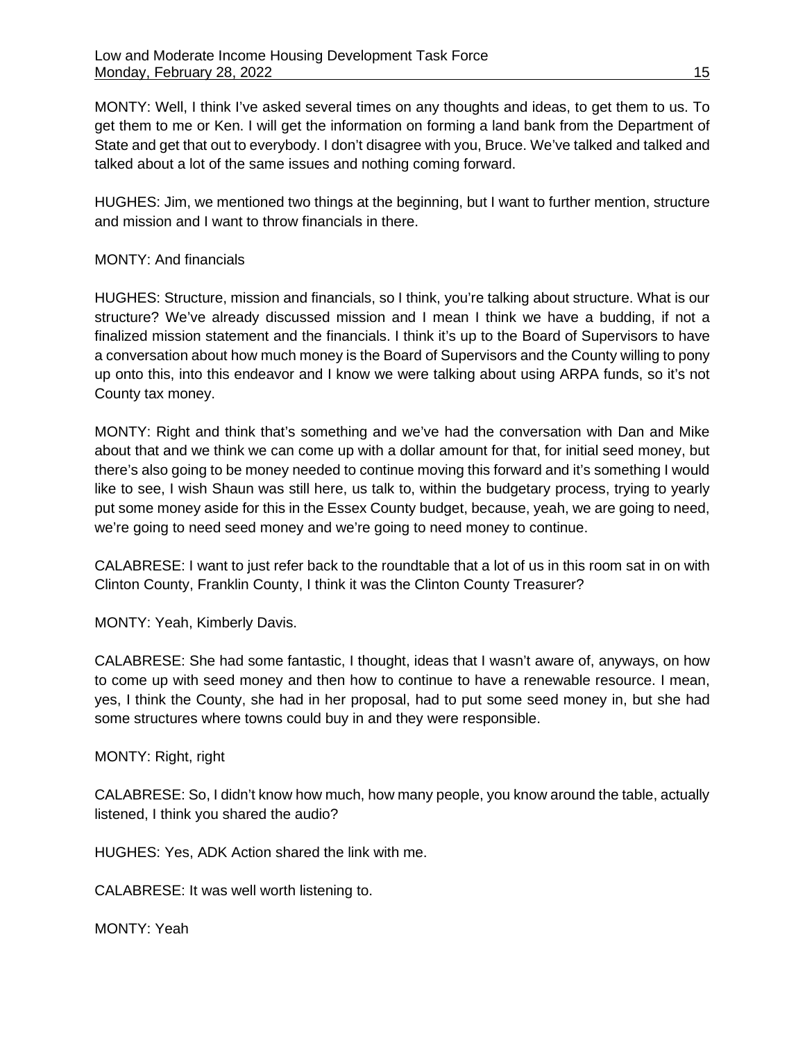MONTY: Well, I think I've asked several times on any thoughts and ideas, to get them to us. To get them to me or Ken. I will get the information on forming a land bank from the Department of State and get that out to everybody. I don't disagree with you, Bruce. We've talked and talked and talked about a lot of the same issues and nothing coming forward.

HUGHES: Jim, we mentioned two things at the beginning, but I want to further mention, structure and mission and I want to throw financials in there.

MONTY: And financials

HUGHES: Structure, mission and financials, so I think, you're talking about structure. What is our structure? We've already discussed mission and I mean I think we have a budding, if not a finalized mission statement and the financials. I think it's up to the Board of Supervisors to have a conversation about how much money is the Board of Supervisors and the County willing to pony up onto this, into this endeavor and I know we were talking about using ARPA funds, so it's not County tax money.

MONTY: Right and think that's something and we've had the conversation with Dan and Mike about that and we think we can come up with a dollar amount for that, for initial seed money, but there's also going to be money needed to continue moving this forward and it's something I would like to see, I wish Shaun was still here, us talk to, within the budgetary process, trying to yearly put some money aside for this in the Essex County budget, because, yeah, we are going to need, we're going to need seed money and we're going to need money to continue.

CALABRESE: I want to just refer back to the roundtable that a lot of us in this room sat in on with Clinton County, Franklin County, I think it was the Clinton County Treasurer?

MONTY: Yeah, Kimberly Davis.

CALABRESE: She had some fantastic, I thought, ideas that I wasn't aware of, anyways, on how to come up with seed money and then how to continue to have a renewable resource. I mean, yes, I think the County, she had in her proposal, had to put some seed money in, but she had some structures where towns could buy in and they were responsible.

MONTY: Right, right

CALABRESE: So, I didn't know how much, how many people, you know around the table, actually listened, I think you shared the audio?

HUGHES: Yes, ADK Action shared the link with me.

CALABRESE: It was well worth listening to.

MONTY: Yeah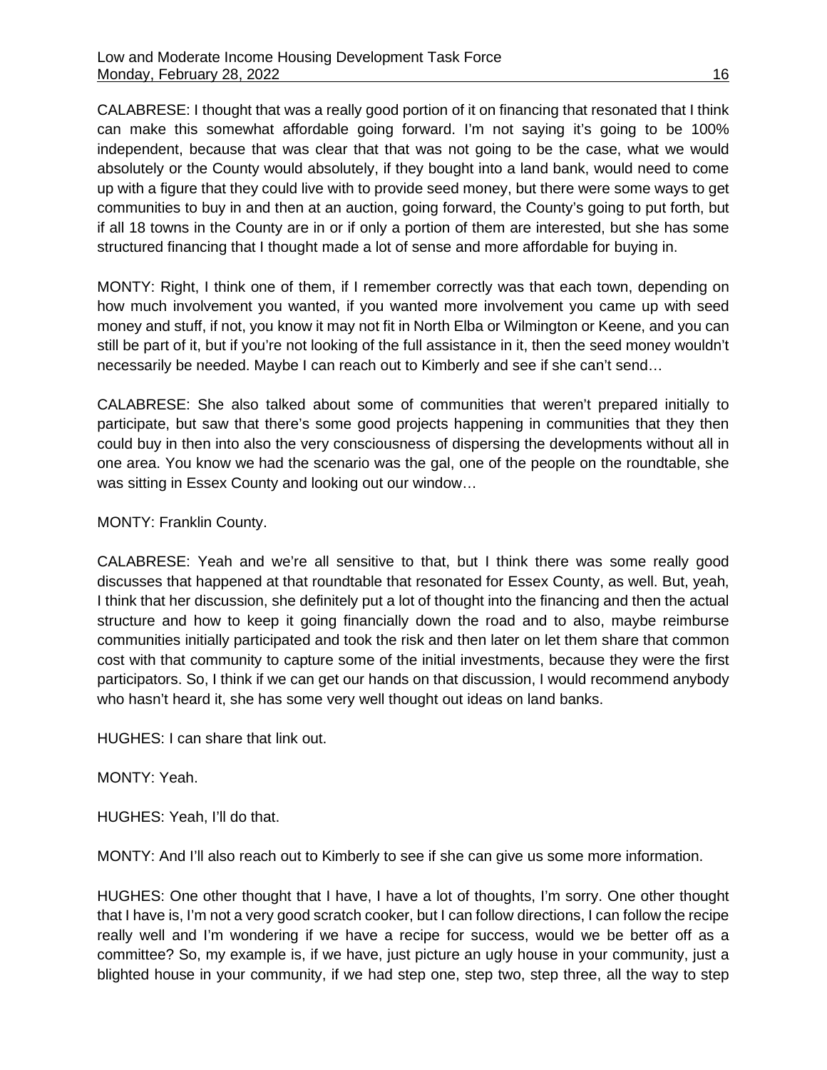CALABRESE: I thought that was a really good portion of it on financing that resonated that I think can make this somewhat affordable going forward. I'm not saying it's going to be 100% independent, because that was clear that that was not going to be the case, what we would absolutely or the County would absolutely, if they bought into a land bank, would need to come up with a figure that they could live with to provide seed money, but there were some ways to get communities to buy in and then at an auction, going forward, the County's going to put forth, but if all 18 towns in the County are in or if only a portion of them are interested, but she has some structured financing that I thought made a lot of sense and more affordable for buying in.

MONTY: Right, I think one of them, if I remember correctly was that each town, depending on how much involvement you wanted, if you wanted more involvement you came up with seed money and stuff, if not, you know it may not fit in North Elba or Wilmington or Keene, and you can still be part of it, but if you're not looking of the full assistance in it, then the seed money wouldn't necessarily be needed. Maybe I can reach out to Kimberly and see if she can't send…

CALABRESE: She also talked about some of communities that weren't prepared initially to participate, but saw that there's some good projects happening in communities that they then could buy in then into also the very consciousness of dispersing the developments without all in one area. You know we had the scenario was the gal, one of the people on the roundtable, she was sitting in Essex County and looking out our window…

MONTY: Franklin County.

CALABRESE: Yeah and we're all sensitive to that, but I think there was some really good discusses that happened at that roundtable that resonated for Essex County, as well. But, yeah, I think that her discussion, she definitely put a lot of thought into the financing and then the actual structure and how to keep it going financially down the road and to also, maybe reimburse communities initially participated and took the risk and then later on let them share that common cost with that community to capture some of the initial investments, because they were the first participators. So, I think if we can get our hands on that discussion, I would recommend anybody who hasn't heard it, she has some very well thought out ideas on land banks.

HUGHES: I can share that link out.

MONTY: Yeah.

HUGHES: Yeah, I'll do that.

MONTY: And I'll also reach out to Kimberly to see if she can give us some more information.

HUGHES: One other thought that I have, I have a lot of thoughts, I'm sorry. One other thought that I have is, I'm not a very good scratch cooker, but I can follow directions, I can follow the recipe really well and I'm wondering if we have a recipe for success, would we be better off as a committee? So, my example is, if we have, just picture an ugly house in your community, just a blighted house in your community, if we had step one, step two, step three, all the way to step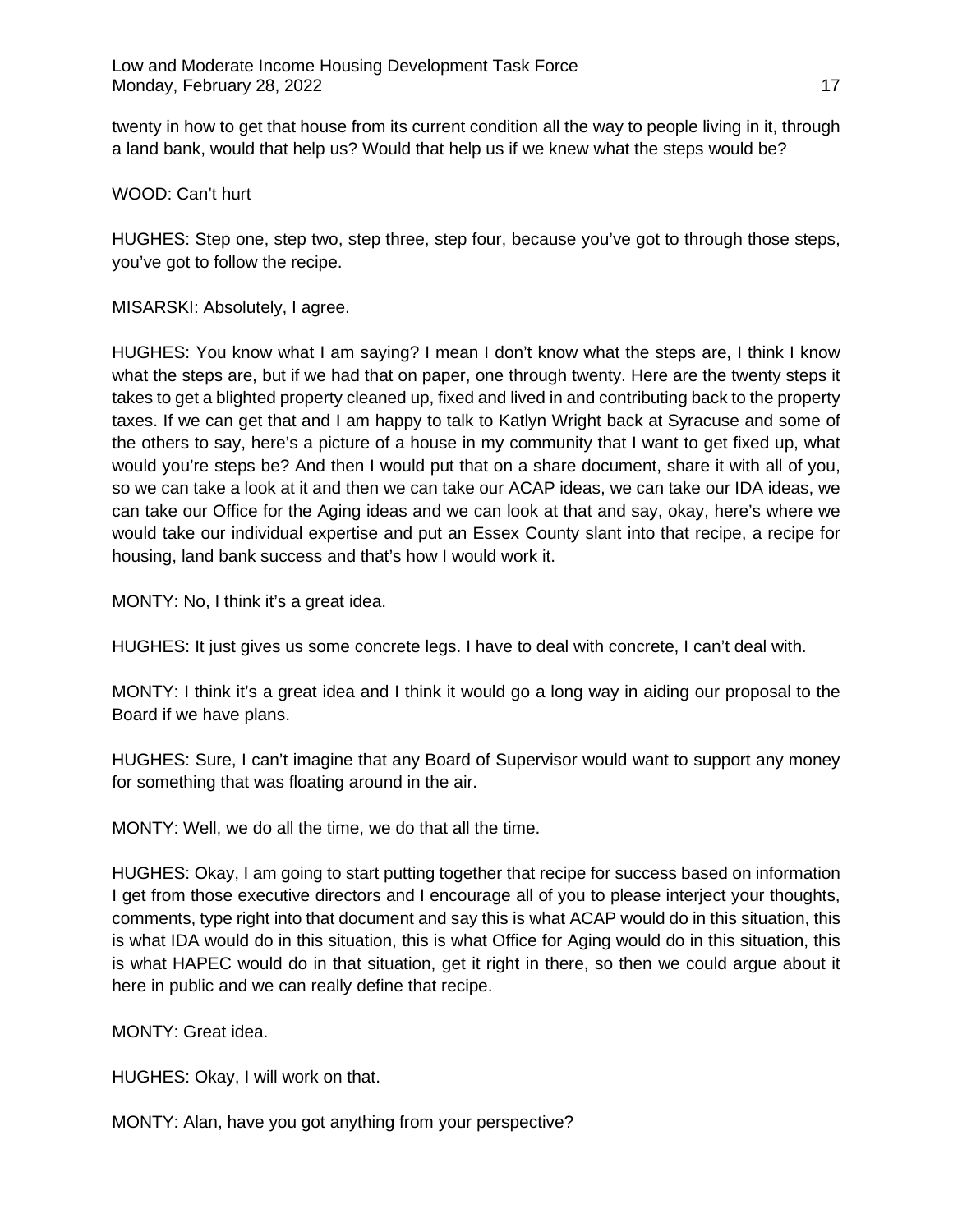twenty in how to get that house from its current condition all the way to people living in it, through a land bank, would that help us? Would that help us if we knew what the steps would be?

WOOD: Can't hurt

HUGHES: Step one, step two, step three, step four, because you've got to through those steps, you've got to follow the recipe.

MISARSKI: Absolutely, I agree.

HUGHES: You know what I am saying? I mean I don't know what the steps are, I think I know what the steps are, but if we had that on paper, one through twenty. Here are the twenty steps it takes to get a blighted property cleaned up, fixed and lived in and contributing back to the property taxes. If we can get that and I am happy to talk to Katlyn Wright back at Syracuse and some of the others to say, here's a picture of a house in my community that I want to get fixed up, what would you're steps be? And then I would put that on a share document, share it with all of you, so we can take a look at it and then we can take our ACAP ideas, we can take our IDA ideas, we can take our Office for the Aging ideas and we can look at that and say, okay, here's where we would take our individual expertise and put an Essex County slant into that recipe, a recipe for housing, land bank success and that's how I would work it.

MONTY: No, I think it's a great idea.

HUGHES: It just gives us some concrete legs. I have to deal with concrete, I can't deal with.

MONTY: I think it's a great idea and I think it would go a long way in aiding our proposal to the Board if we have plans.

HUGHES: Sure, I can't imagine that any Board of Supervisor would want to support any money for something that was floating around in the air.

MONTY: Well, we do all the time, we do that all the time.

HUGHES: Okay, I am going to start putting together that recipe for success based on information I get from those executive directors and I encourage all of you to please interject your thoughts, comments, type right into that document and say this is what ACAP would do in this situation, this is what IDA would do in this situation, this is what Office for Aging would do in this situation, this is what HAPEC would do in that situation, get it right in there, so then we could argue about it here in public and we can really define that recipe.

MONTY: Great idea.

HUGHES: Okay, I will work on that.

MONTY: Alan, have you got anything from your perspective?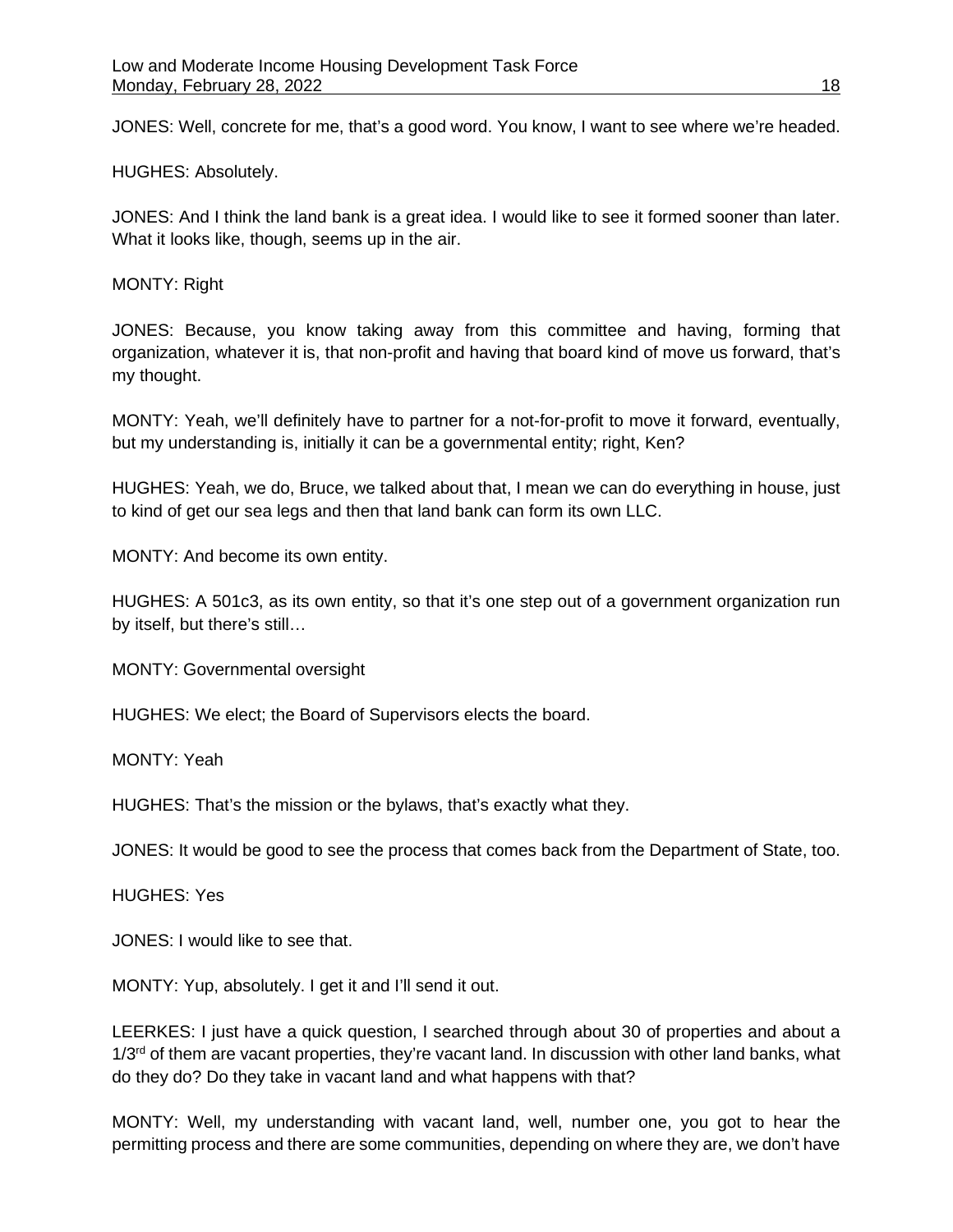JONES: Well, concrete for me, that's a good word. You know, I want to see where we're headed.

HUGHES: Absolutely.

JONES: And I think the land bank is a great idea. I would like to see it formed sooner than later. What it looks like, though, seems up in the air.

MONTY: Right

JONES: Because, you know taking away from this committee and having, forming that organization, whatever it is, that non-profit and having that board kind of move us forward, that's my thought.

MONTY: Yeah, we'll definitely have to partner for a not-for-profit to move it forward, eventually, but my understanding is, initially it can be a governmental entity; right, Ken?

HUGHES: Yeah, we do, Bruce, we talked about that, I mean we can do everything in house, just to kind of get our sea legs and then that land bank can form its own LLC.

MONTY: And become its own entity.

HUGHES: A 501c3, as its own entity, so that it's one step out of a government organization run by itself, but there's still…

MONTY: Governmental oversight

HUGHES: We elect; the Board of Supervisors elects the board.

MONTY: Yeah

HUGHES: That's the mission or the bylaws, that's exactly what they.

JONES: It would be good to see the process that comes back from the Department of State, too.

HUGHES: Yes

JONES: I would like to see that.

MONTY: Yup, absolutely. I get it and I'll send it out.

LEERKES: I just have a quick question, I searched through about 30 of properties and about a 1/3rd of them are vacant properties, they're vacant land. In discussion with other land banks, what do they do? Do they take in vacant land and what happens with that?

MONTY: Well, my understanding with vacant land, well, number one, you got to hear the permitting process and there are some communities, depending on where they are, we don't have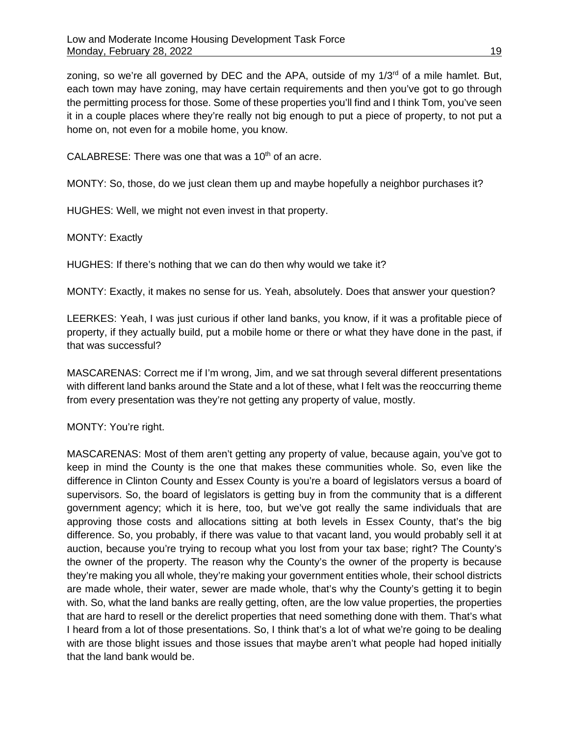zoning, so we're all governed by DEC and the APA, outside of my 1/3rd of a mile hamlet. But, each town may have zoning, may have certain requirements and then you've got to go through the permitting process for those. Some of these properties you'll find and I think Tom, you've seen it in a couple places where they're really not big enough to put a piece of property, to not put a home on, not even for a mobile home, you know.

CALABRESE: There was one that was a 10th of an acre.

MONTY: So, those, do we just clean them up and maybe hopefully a neighbor purchases it?

HUGHES: Well, we might not even invest in that property.

MONTY: Exactly

HUGHES: If there's nothing that we can do then why would we take it?

MONTY: Exactly, it makes no sense for us. Yeah, absolutely. Does that answer your question?

LEERKES: Yeah, I was just curious if other land banks, you know, if it was a profitable piece of property, if they actually build, put a mobile home or there or what they have done in the past, if that was successful?

MASCARENAS: Correct me if I'm wrong, Jim, and we sat through several different presentations with different land banks around the State and a lot of these, what I felt was the reoccurring theme from every presentation was they're not getting any property of value, mostly.

MONTY: You're right.

MASCARENAS: Most of them aren't getting any property of value, because again, you've got to keep in mind the County is the one that makes these communities whole. So, even like the difference in Clinton County and Essex County is you're a board of legislators versus a board of supervisors. So, the board of legislators is getting buy in from the community that is a different government agency; which it is here, too, but we've got really the same individuals that are approving those costs and allocations sitting at both levels in Essex County, that's the big difference. So, you probably, if there was value to that vacant land, you would probably sell it at auction, because you're trying to recoup what you lost from your tax base; right? The County's the owner of the property. The reason why the County's the owner of the property is because they're making you all whole, they're making your government entities whole, their school districts are made whole, their water, sewer are made whole, that's why the County's getting it to begin with. So, what the land banks are really getting, often, are the low value properties, the properties that are hard to resell or the derelict properties that need something done with them. That's what I heard from a lot of those presentations. So, I think that's a lot of what we're going to be dealing with are those blight issues and those issues that maybe aren't what people had hoped initially that the land bank would be.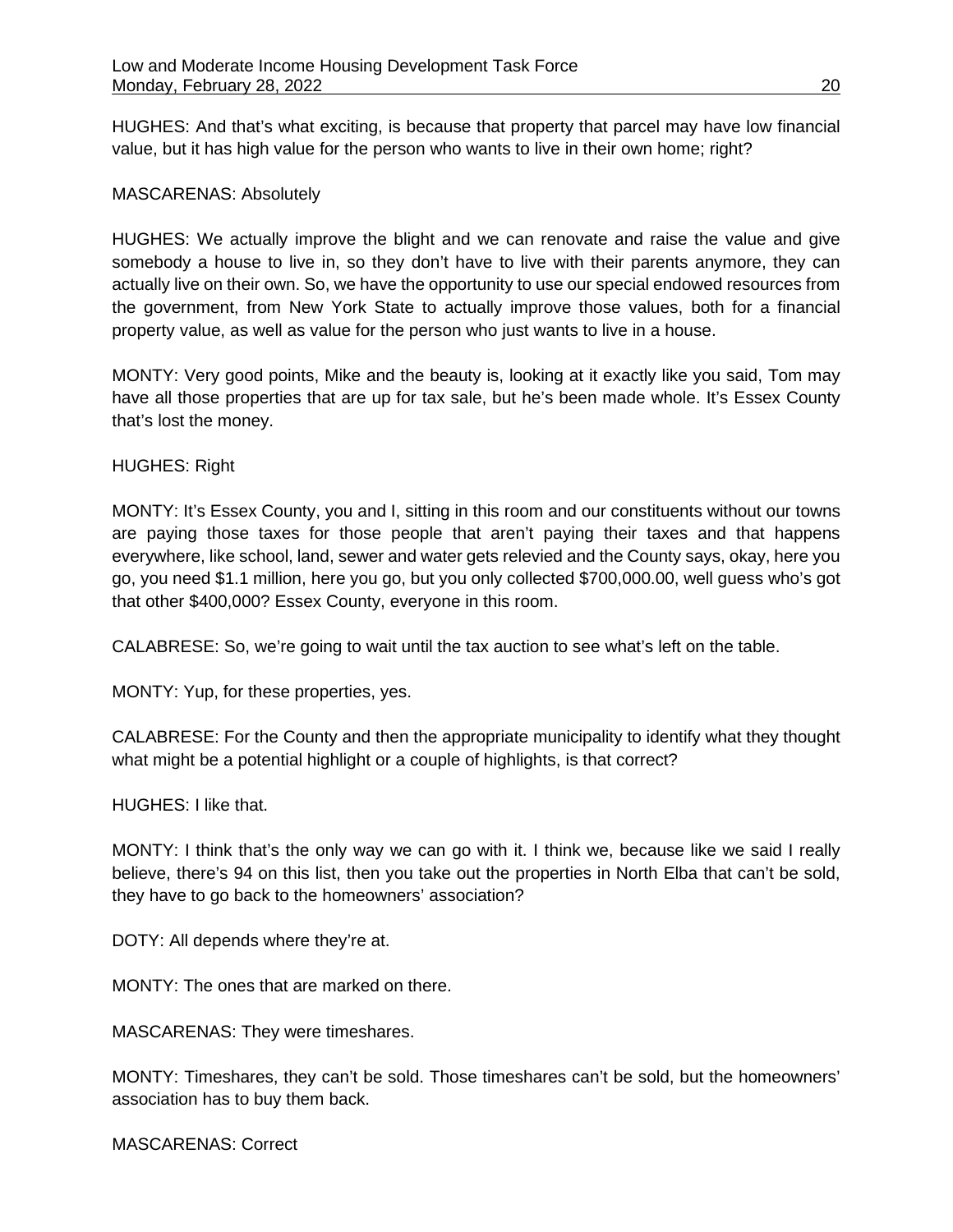HUGHES: And that's what exciting, is because that property that parcel may have low financial value, but it has high value for the person who wants to live in their own home; right?

MASCARENAS: Absolutely

HUGHES: We actually improve the blight and we can renovate and raise the value and give somebody a house to live in, so they don't have to live with their parents anymore, they can actually live on their own. So, we have the opportunity to use our special endowed resources from the government, from New York State to actually improve those values, both for a financial property value, as well as value for the person who just wants to live in a house.

MONTY: Very good points, Mike and the beauty is, looking at it exactly like you said, Tom may have all those properties that are up for tax sale, but he's been made whole. It's Essex County that's lost the money.

HUGHES: Right

MONTY: It's Essex County, you and I, sitting in this room and our constituents without our towns are paying those taxes for those people that aren't paying their taxes and that happens everywhere, like school, land, sewer and water gets relevied and the County says, okay, here you go, you need $1.1 million, here you go, but you only collected $700,000.00, well guess who's got that other $400,000? Essex County, everyone in this room.

CALABRESE: So, we're going to wait until the tax auction to see what's left on the table.

MONTY: Yup, for these properties, yes.

CALABRESE: For the County and then the appropriate municipality to identify what they thought what might be a potential highlight or a couple of highlights, is that correct?

HUGHES: I like that.

MONTY: I think that's the only way we can go with it. I think we, because like we said I really believe, there's 94 on this list, then you take out the properties in North Elba that can't be sold, they have to go back to the homeowners' association?

DOTY: All depends where they're at.

MONTY: The ones that are marked on there.

MASCARENAS: They were timeshares.

MONTY: Timeshares, they can't be sold. Those timeshares can't be sold, but the homeowners' association has to buy them back.

MASCARENAS: Correct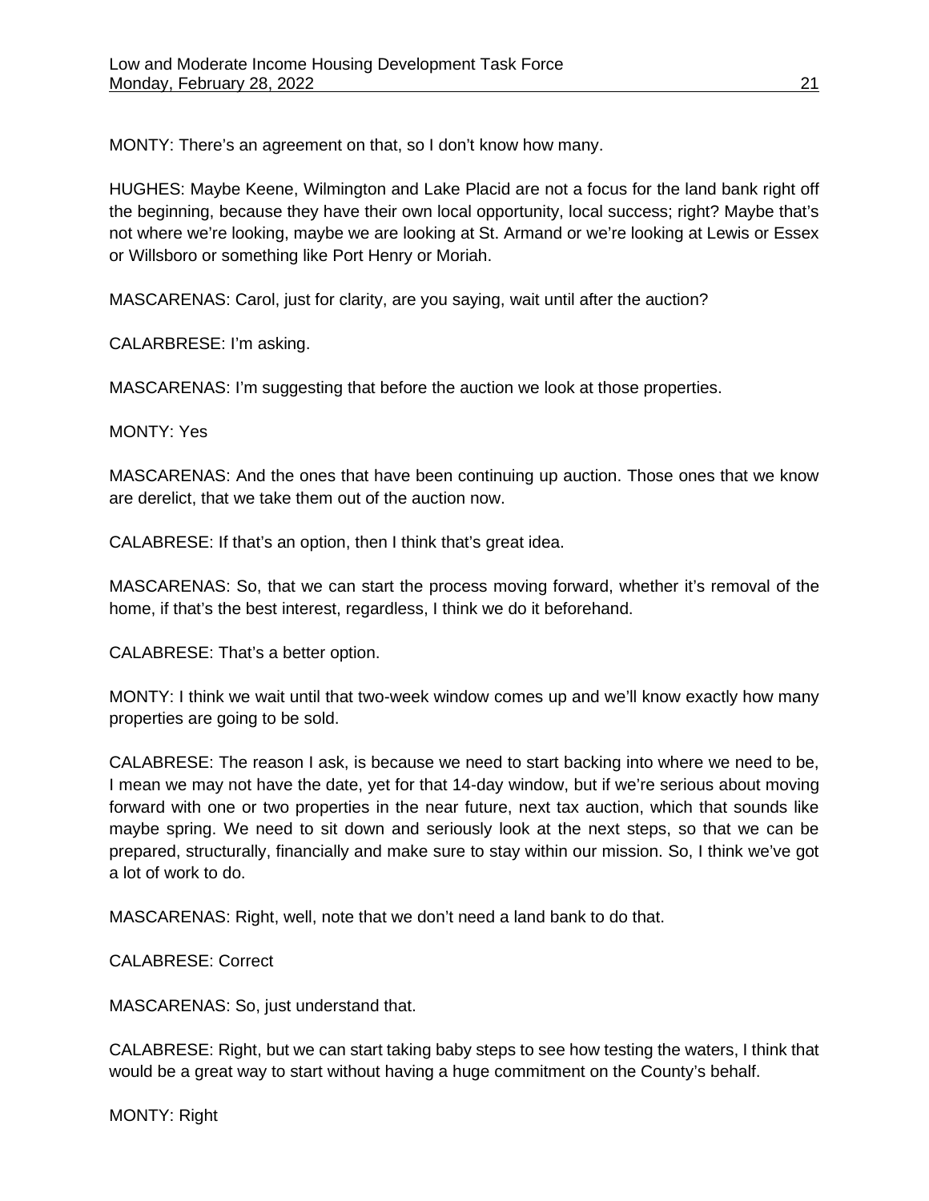MONTY: There's an agreement on that, so I don't know how many.

HUGHES: Maybe Keene, Wilmington and Lake Placid are not a focus for the land bank right off the beginning, because they have their own local opportunity, local success; right? Maybe that's not where we're looking, maybe we are looking at St. Armand or we're looking at Lewis or Essex or Willsboro or something like Port Henry or Moriah.

MASCARENAS: Carol, just for clarity, are you saying, wait until after the auction?

CALARBRESE: I'm asking.

MASCARENAS: I'm suggesting that before the auction we look at those properties.

MONTY: Yes

MASCARENAS: And the ones that have been continuing up auction. Those ones that we know are derelict, that we take them out of the auction now.

CALABRESE: If that's an option, then I think that's great idea.

MASCARENAS: So, that we can start the process moving forward, whether it's removal of the home, if that's the best interest, regardless, I think we do it beforehand.

CALABRESE: That's a better option.

MONTY: I think we wait until that two-week window comes up and we'll know exactly how many properties are going to be sold.

CALABRESE: The reason I ask, is because we need to start backing into where we need to be, I mean we may not have the date, yet for that 14-day window, but if we're serious about moving forward with one or two properties in the near future, next tax auction, which that sounds like maybe spring. We need to sit down and seriously look at the next steps, so that we can be prepared, structurally, financially and make sure to stay within our mission. So, I think we've got a lot of work to do.

MASCARENAS: Right, well, note that we don't need a land bank to do that.

CALABRESE: Correct

MASCARENAS: So, just understand that.

CALABRESE: Right, but we can start taking baby steps to see how testing the waters, I think that would be a great way to start without having a huge commitment on the County's behalf.

MONTY: Right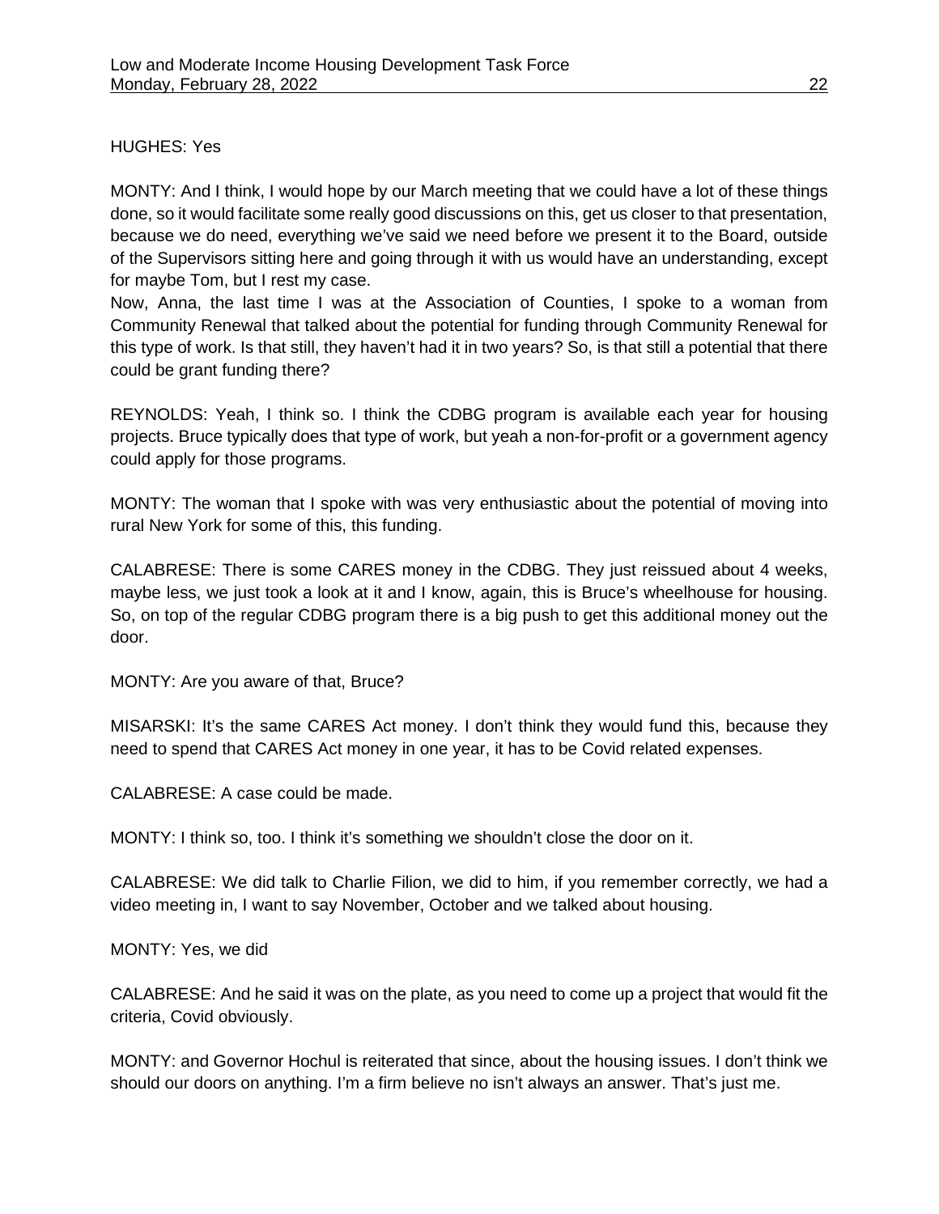HUGHES: Yes

MONTY: And I think, I would hope by our March meeting that we could have a lot of these things done, so it would facilitate some really good discussions on this, get us closer to that presentation, because we do need, everything we've said we need before we present it to the Board, outside of the Supervisors sitting here and going through it with us would have an understanding, except for maybe Tom, but I rest my case.

Now, Anna, the last time I was at the Association of Counties, I spoke to a woman from Community Renewal that talked about the potential for funding through Community Renewal for this type of work. Is that still, they haven't had it in two years? So, is that still a potential that there could be grant funding there?

REYNOLDS: Yeah, I think so. I think the CDBG program is available each year for housing projects. Bruce typically does that type of work, but yeah a non-for-profit or a government agency could apply for those programs.

MONTY: The woman that I spoke with was very enthusiastic about the potential of moving into rural New York for some of this, this funding.

CALABRESE: There is some CARES money in the CDBG. They just reissued about 4 weeks, maybe less, we just took a look at it and I know, again, this is Bruce's wheelhouse for housing. So, on top of the regular CDBG program there is a big push to get this additional money out the door.

MONTY: Are you aware of that, Bruce?

MISARSKI: It's the same CARES Act money. I don't think they would fund this, because they need to spend that CARES Act money in one year, it has to be Covid related expenses.

CALABRESE: A case could be made.

MONTY: I think so, too. I think it's something we shouldn't close the door on it.

CALABRESE: We did talk to Charlie Filion, we did to him, if you remember correctly, we had a video meeting in, I want to say November, October and we talked about housing.

MONTY: Yes, we did

CALABRESE: And he said it was on the plate, as you need to come up a project that would fit the criteria, Covid obviously.

MONTY: and Governor Hochul is reiterated that since, about the housing issues. I don't think we should our doors on anything. I'm a firm believe no isn't always an answer. That's just me.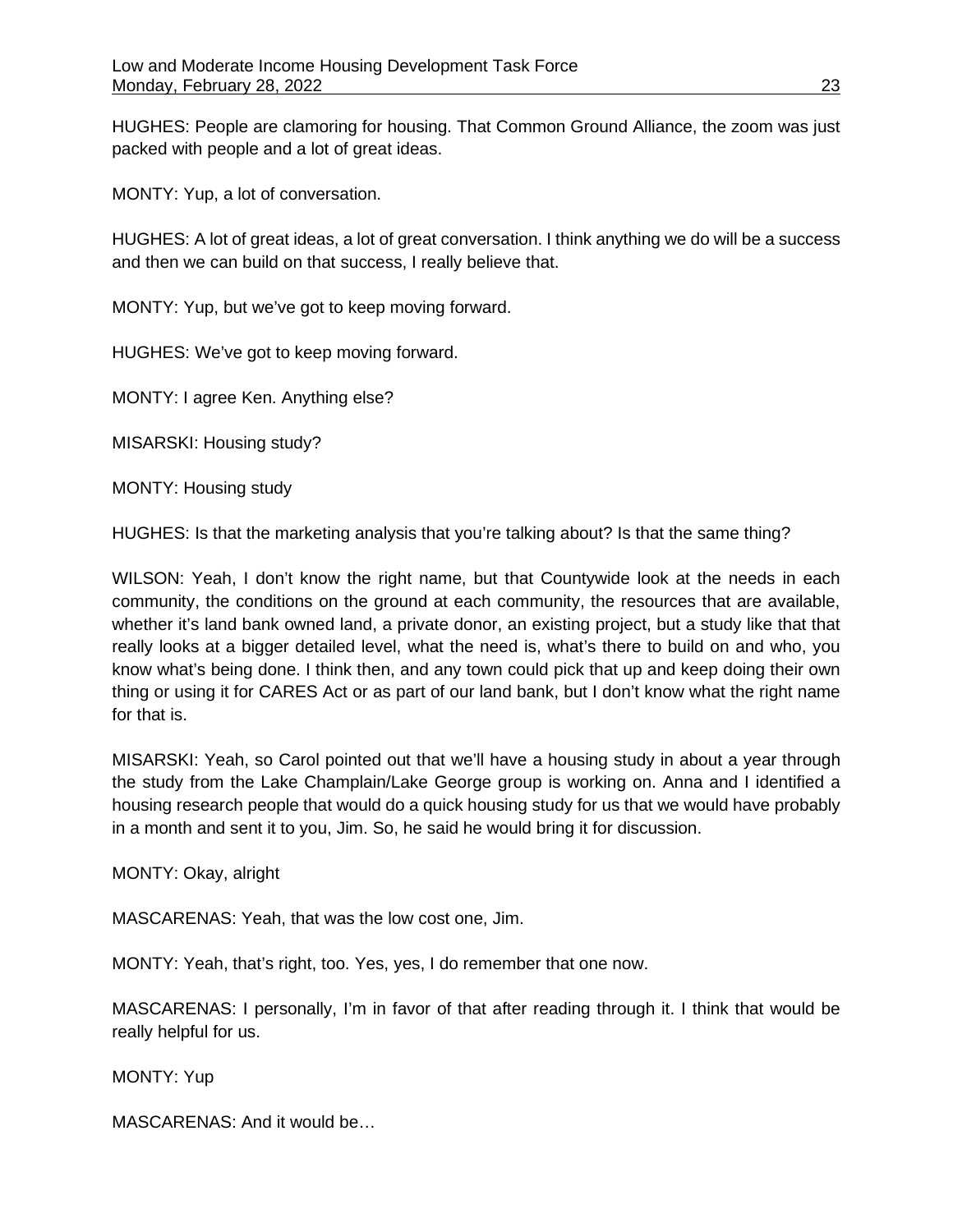HUGHES: People are clamoring for housing. That Common Ground Alliance, the zoom was just packed with people and a lot of great ideas.

MONTY: Yup, a lot of conversation.

HUGHES: A lot of great ideas, a lot of great conversation. I think anything we do will be a success and then we can build on that success, I really believe that.

MONTY: Yup, but we've got to keep moving forward.

HUGHES: We've got to keep moving forward.

MONTY: I agree Ken. Anything else?

MISARSKI: Housing study?

MONTY: Housing study

HUGHES: Is that the marketing analysis that you're talking about? Is that the same thing?

WILSON: Yeah, I don't know the right name, but that Countywide look at the needs in each community, the conditions on the ground at each community, the resources that are available, whether it's land bank owned land, a private donor, an existing project, but a study like that that really looks at a bigger detailed level, what the need is, what's there to build on and who, you know what's being done. I think then, and any town could pick that up and keep doing their own thing or using it for CARES Act or as part of our land bank, but I don't know what the right name for that is.

MISARSKI: Yeah, so Carol pointed out that we'll have a housing study in about a year through the study from the Lake Champlain/Lake George group is working on. Anna and I identified a housing research people that would do a quick housing study for us that we would have probably in a month and sent it to you, Jim. So, he said he would bring it for discussion.

MONTY: Okay, alright

MASCARENAS: Yeah, that was the low cost one, Jim.

MONTY: Yeah, that's right, too. Yes, yes, I do remember that one now.

MASCARENAS: I personally, I'm in favor of that after reading through it. I think that would be really helpful for us.

MONTY: Yup

MASCARENAS: And it would be…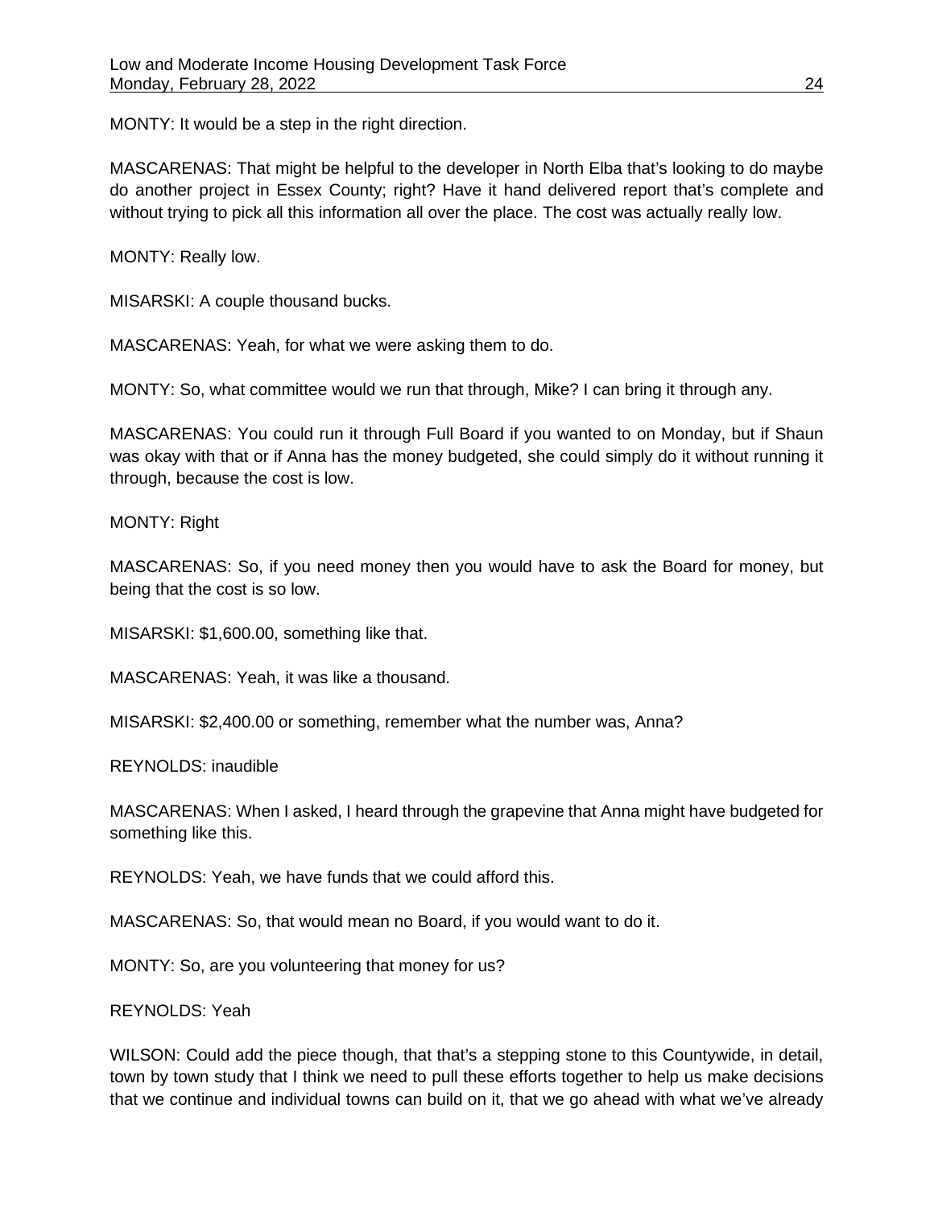MONTY: It would be a step in the right direction.

MASCARENAS: That might be helpful to the developer in North Elba that's looking to do maybe do another project in Essex County; right? Have it hand delivered report that's complete and without trying to pick all this information all over the place. The cost was actually really low.

MONTY: Really low.

MISARSKI: A couple thousand bucks.

MASCARENAS: Yeah, for what we were asking them to do.

MONTY: So, what committee would we run that through, Mike? I can bring it through any.

MASCARENAS: You could run it through Full Board if you wanted to on Monday, but if Shaun was okay with that or if Anna has the money budgeted, she could simply do it without running it through, because the cost is low.

MONTY: Right

MASCARENAS: So, if you need money then you would have to ask the Board for money, but being that the cost is so low.

MISARSKI: $1,600.00, something like that.

MASCARENAS: Yeah, it was like a thousand.

MISARSKI: $2,400.00 or something, remember what the number was, Anna?

REYNOLDS: inaudible

MASCARENAS: When I asked, I heard through the grapevine that Anna might have budgeted for something like this.

REYNOLDS: Yeah, we have funds that we could afford this.

MASCARENAS: So, that would mean no Board, if you would want to do it.

MONTY: So, are you volunteering that money for us?

REYNOLDS: Yeah

WILSON: Could add the piece though, that that's a stepping stone to this Countywide, in detail, town by town study that I think we need to pull these efforts together to help us make decisions that we continue and individual towns can build on it, that we go ahead with what we've already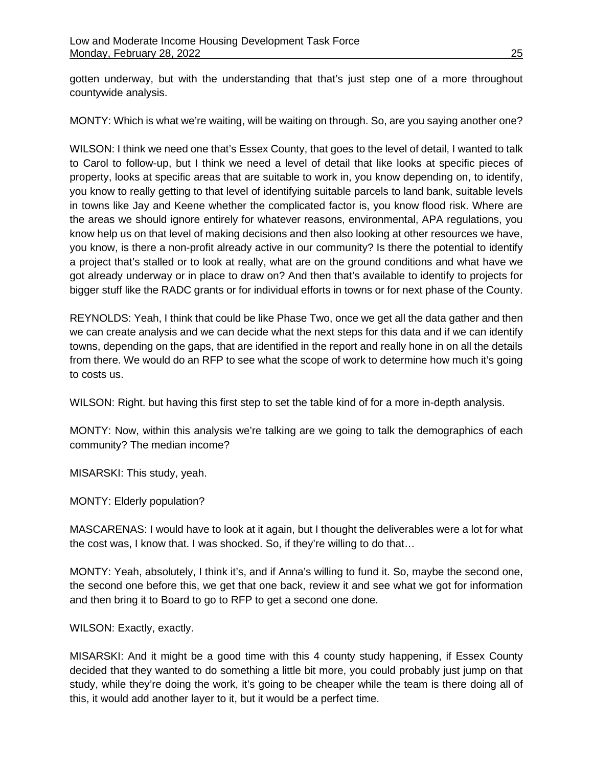gotten underway, but with the understanding that that's just step one of a more throughout countywide analysis.

MONTY: Which is what we're waiting, will be waiting on through. So, are you saying another one?

WILSON: I think we need one that's Essex County, that goes to the level of detail, I wanted to talk to Carol to follow-up, but I think we need a level of detail that like looks at specific pieces of property, looks at specific areas that are suitable to work in, you know depending on, to identify, you know to really getting to that level of identifying suitable parcels to land bank, suitable levels in towns like Jay and Keene whether the complicated factor is, you know flood risk. Where are the areas we should ignore entirely for whatever reasons, environmental, APA regulations, you know help us on that level of making decisions and then also looking at other resources we have, you know, is there a non-profit already active in our community? Is there the potential to identify a project that's stalled or to look at really, what are on the ground conditions and what have we got already underway or in place to draw on? And then that's available to identify to projects for bigger stuff like the RADC grants or for individual efforts in towns or for next phase of the County.

REYNOLDS: Yeah, I think that could be like Phase Two, once we get all the data gather and then we can create analysis and we can decide what the next steps for this data and if we can identify towns, depending on the gaps, that are identified in the report and really hone in on all the details from there. We would do an RFP to see what the scope of work to determine how much it's going to costs us.

WILSON: Right. but having this first step to set the table kind of for a more in-depth analysis.

MONTY: Now, within this analysis we're talking are we going to talk the demographics of each community? The median income?

MISARSKI: This study, yeah.

MONTY: Elderly population?

MASCARENAS: I would have to look at it again, but I thought the deliverables were a lot for what the cost was, I know that. I was shocked. So, if they're willing to do that…

MONTY: Yeah, absolutely, I think it's, and if Anna's willing to fund it. So, maybe the second one, the second one before this, we get that one back, review it and see what we got for information and then bring it to Board to go to RFP to get a second one done.

WILSON: Exactly, exactly.

MISARSKI: And it might be a good time with this 4 county study happening, if Essex County decided that they wanted to do something a little bit more, you could probably just jump on that study, while they're doing the work, it's going to be cheaper while the team is there doing all of this, it would add another layer to it, but it would be a perfect time.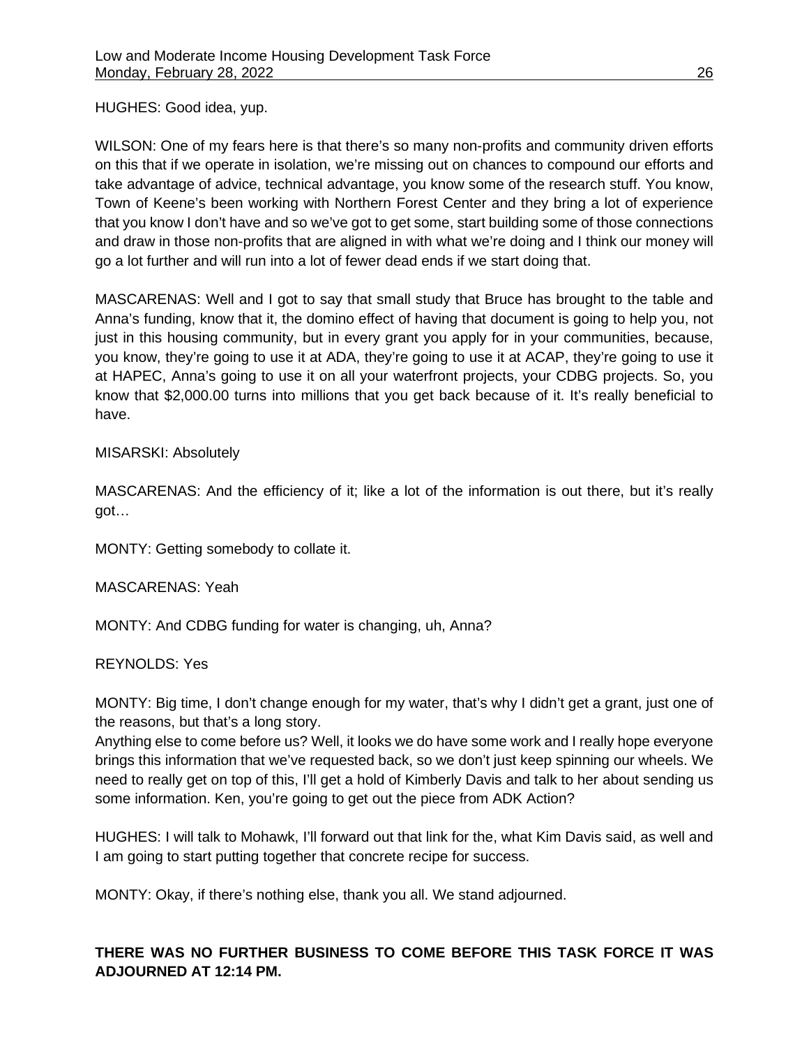HUGHES: Good idea, yup.

WILSON: One of my fears here is that there's so many non-profits and community driven efforts on this that if we operate in isolation, we're missing out on chances to compound our efforts and take advantage of advice, technical advantage, you know some of the research stuff. You know, Town of Keene's been working with Northern Forest Center and they bring a lot of experience that you know I don't have and so we've got to get some, start building some of those connections and draw in those non-profits that are aligned in with what we're doing and I think our money will go a lot further and will run into a lot of fewer dead ends if we start doing that.

MASCARENAS: Well and I got to say that small study that Bruce has brought to the table and Anna's funding, know that it, the domino effect of having that document is going to help you, not just in this housing community, but in every grant you apply for in your communities, because, you know, they're going to use it at ADA, they're going to use it at ACAP, they're going to use it at HAPEC, Anna's going to use it on all your waterfront projects, your CDBG projects. So, you know that $2,000.00 turns into millions that you get back because of it. It's really beneficial to have.

MISARSKI: Absolutely

MASCARENAS: And the efficiency of it; like a lot of the information is out there, but it's really got…

MONTY: Getting somebody to collate it.

MASCARENAS: Yeah

MONTY: And CDBG funding for water is changing, uh, Anna?

REYNOLDS: Yes

MONTY: Big time, I don't change enough for my water, that's why I didn't get a grant, just one of the reasons, but that's a long story.
Anything else to come before us? Well, it looks we do have some work and I really hope everyone brings this information that we've requested back, so we don't just keep spinning our wheels. We need to really get on top of this, I'll get a hold of Kimberly Davis and talk to her about sending us some information. Ken, you're going to get out the piece from ADK Action?

HUGHES: I will talk to Mohawk, I'll forward out that link for the, what Kim Davis said, as well and I am going to start putting together that concrete recipe for success.

MONTY: Okay, if there's nothing else, thank you all. We stand adjourned.

**THERE WAS NO FURTHER BUSINESS TO COME BEFORE THIS TASK FORCE IT WAS ADJOURNED AT 12:14 PM.**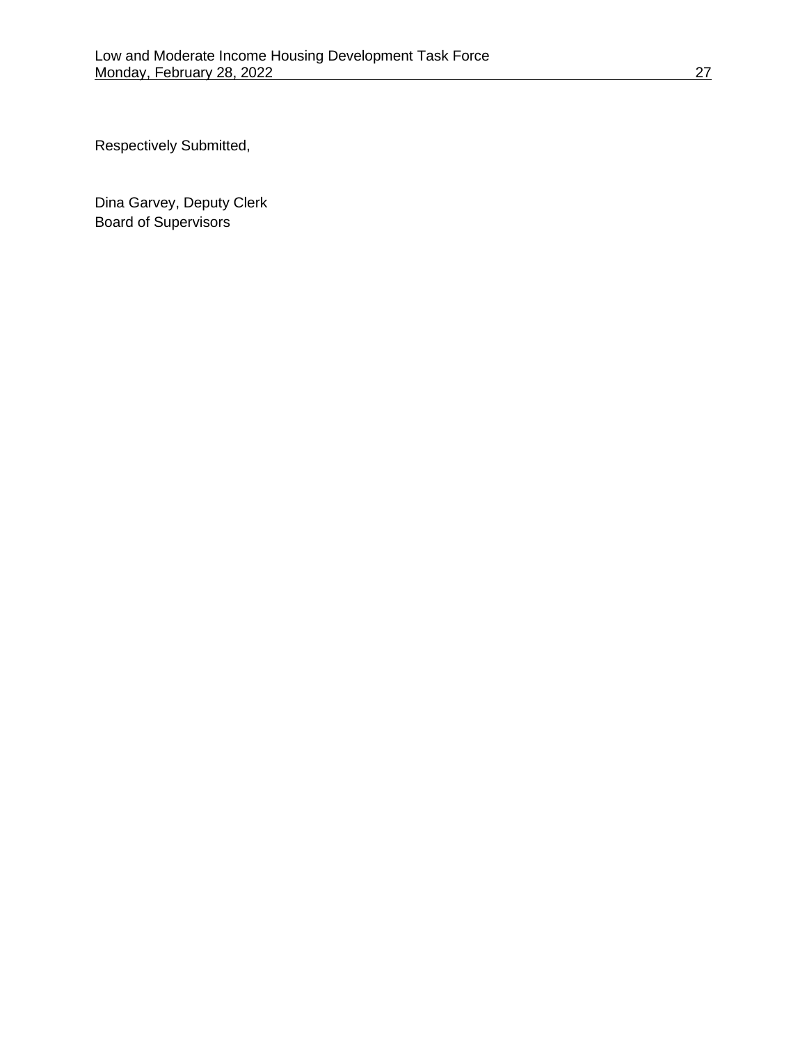Respectively Submitted,

Dina Garvey, Deputy Clerk
Board of Supervisors